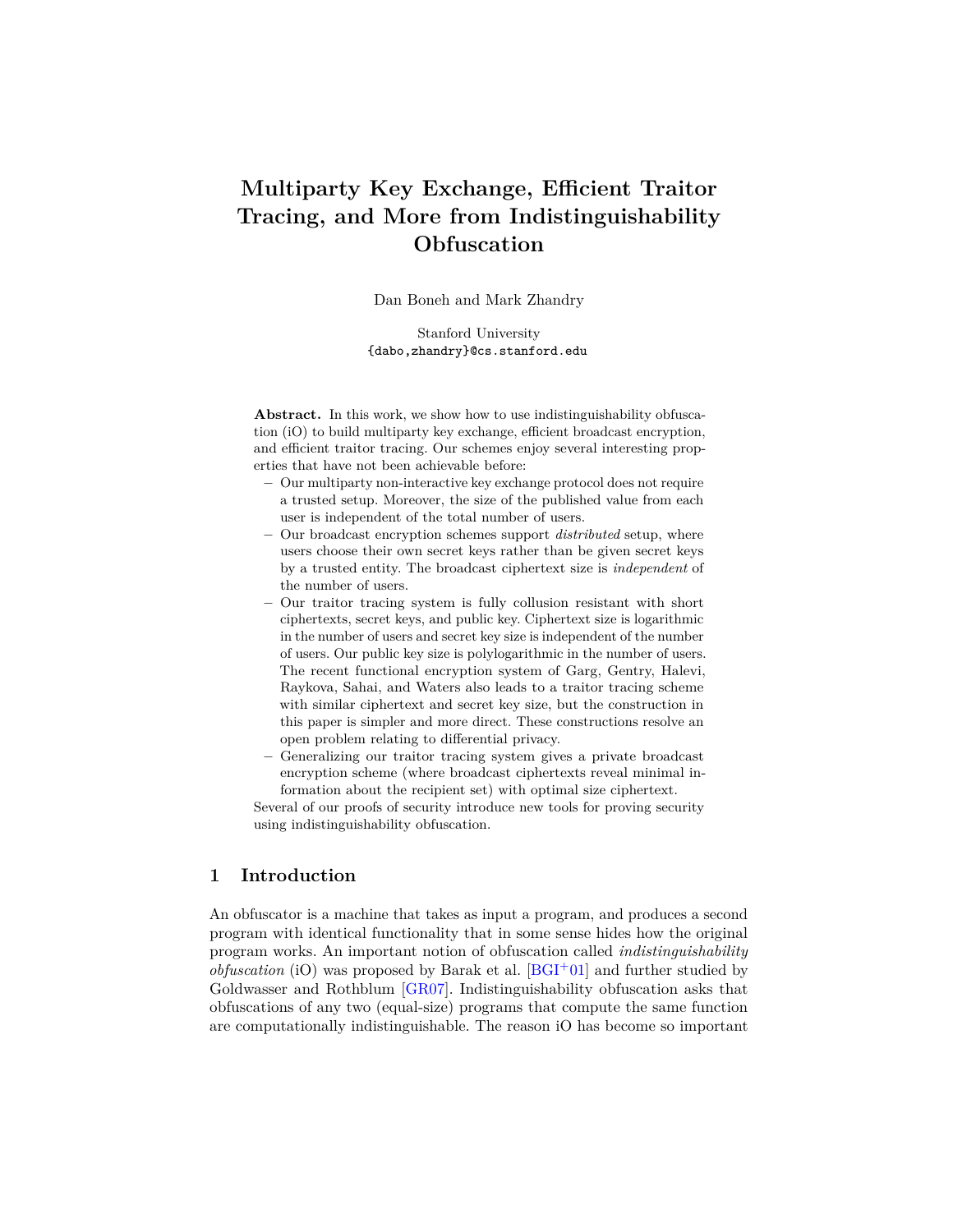# Multiparty Key Exchange, Efficient Traitor Tracing, and More from Indistinguishability Obfuscation

Dan Boneh and Mark Zhandry

Stanford University
{dabo,zhandry}@cs.stanford.edu

**Abstract.** In this work, we show how to use indistinguishability obfuscation (iO) to build multiparty key exchange, efficient broadcast encryption, and efficient traitor tracing. Our schemes enjoy several interesting properties that have not been achievable before:

- Our multiparty non-interactive key exchange protocol does not require a trusted setup. Moreover, the size of the published value from each user is independent of the total number of users.
- Our broadcast encryption schemes support *distributed* setup, where users choose their own secret keys rather than be given secret keys by a trusted entity. The broadcast ciphertext size is *independent* of the number of users.
- Our traitor tracing system is fully collusion resistant with short ciphertexts, secret keys, and public key. Ciphertext size is logarithmic in the number of users and secret key size is independent of the number of users. Our public key size is polylogarithmic in the number of users. The recent functional encryption system of Garg, Gentry, Halevi, Raykova, Sahai, and Waters also leads to a traitor tracing scheme with similar ciphertext and secret key size, but the construction in this paper is simpler and more direct. These constructions resolve an open problem relating to differential privacy.
- Generalizing our traitor tracing system gives a private broadcast encryption scheme (where broadcast ciphertexts reveal minimal information about the recipient set) with optimal size ciphertext.

Several of our proofs of security introduce new tools for proving security using indistinguishability obfuscation.

## 1 Introduction

An obfuscator is a machine that takes as input a program, and produces a second program with identical functionality that in some sense hides how the original program works. An important notion of obfuscation called *indistinguishability obfuscation* (iO) was proposed by Barak et al. [BGI+01] and further studied by Goldwasser and Rothblum [GR07]. Indistinguishability obfuscation asks that obfuscations of any two (equal-size) programs that compute the same function are computationally indistinguishable. The reason iO has become so important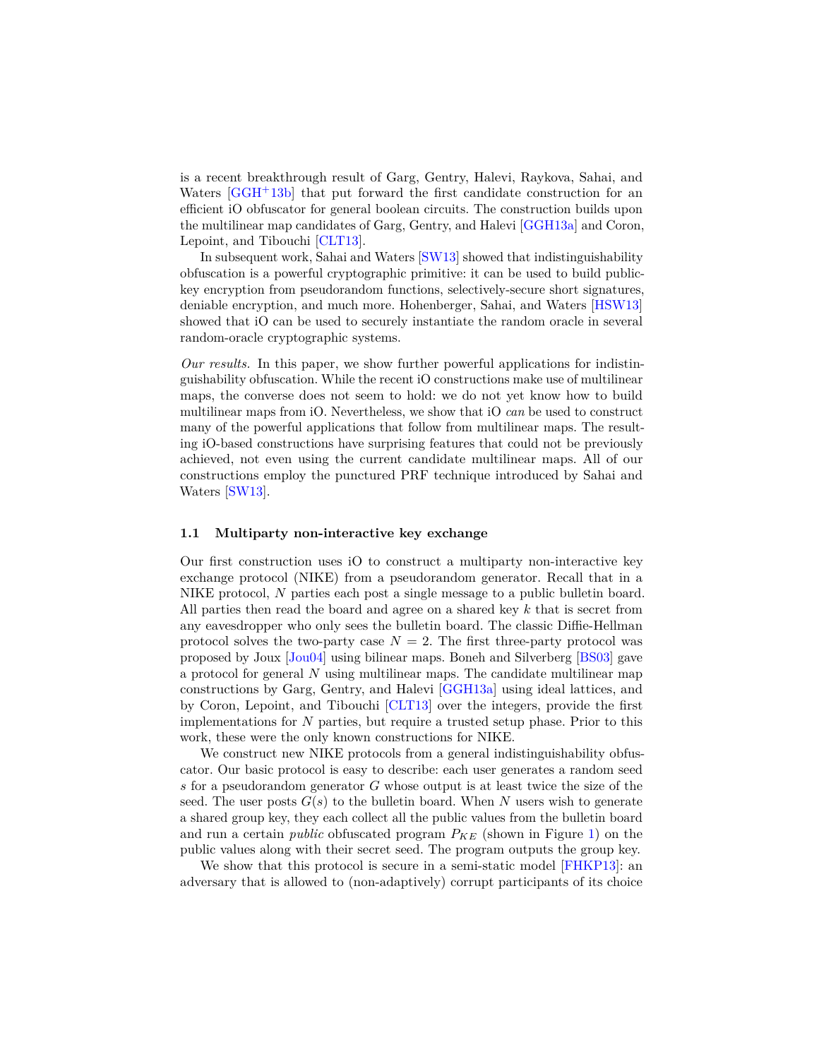is a recent breakthrough result of Garg, Gentry, Halevi, Raykova, Sahai, and Waters [GGH+13b] that put forward the first candidate construction for an efficient iO obfuscator for general boolean circuits. The construction builds upon the multilinear map candidates of Garg, Gentry, and Halevi [GGH13a] and Coron, Lepoint, and Tibouchi [CLT13].

In subsequent work, Sahai and Waters [SW13] showed that indistinguishability obfuscation is a powerful cryptographic primitive: it can be used to build public-key encryption from pseudorandom functions, selectively-secure short signatures, deniable encryption, and much more. Hohenberger, Sahai, and Waters [HSW13] showed that iO can be used to securely instantiate the random oracle in several random-oracle cryptographic systems.

*Our results.* In this paper, we show further powerful applications for indistinguishability obfuscation. While the recent iO constructions make use of multilinear maps, the converse does not seem to hold: we do not yet know how to build multilinear maps from iO. Nevertheless, we show that iO *can* be used to construct many of the powerful applications that follow from multilinear maps. The resulting iO-based constructions have surprising features that could not be previously achieved, not even using the current candidate multilinear maps. All of our constructions employ the punctured PRF technique introduced by Sahai and Waters [SW13].

### 1.1 Multiparty non-interactive key exchange

Our first construction uses iO to construct a multiparty non-interactive key exchange protocol (NIKE) from a pseudorandom generator. Recall that in a NIKE protocol, $N$ parties each post a single message to a public bulletin board. All parties then read the board and agree on a shared key $k$ that is secret from any eavesdropper who only sees the bulletin board. The classic Diffie-Hellman protocol solves the two-party case $N = 2$. The first three-party protocol was proposed by Joux [Jou04] using bilinear maps. Boneh and Silverberg [BS03] gave a protocol for general $N$ using multilinear maps. The candidate multilinear map constructions by Garg, Gentry, and Halevi [GGH13a] using ideal lattices, and by Coron, Lepoint, and Tibouchi [CLT13] over the integers, provide the first implementations for $N$ parties, but require a trusted setup phase. Prior to this work, these were the only known constructions for NIKE.

We construct new NIKE protocols from a general indistinguishability obfuscator. Our basic protocol is easy to describe: each user generates a random seed $s$ for a pseudorandom generator $G$ whose output is at least twice the size of the seed. The user posts $G(s)$ to the bulletin board. When $N$ users wish to generate a shared group key, they each collect all the public values from the bulletin board and run a certain *public* obfuscated program $P_{KE}$ (shown in Figure 1) on the public values along with their secret seed. The program outputs the group key.

We show that this protocol is secure in a semi-static model [FHKP13]: an adversary that is allowed to (non-adaptively) corrupt participants of its choice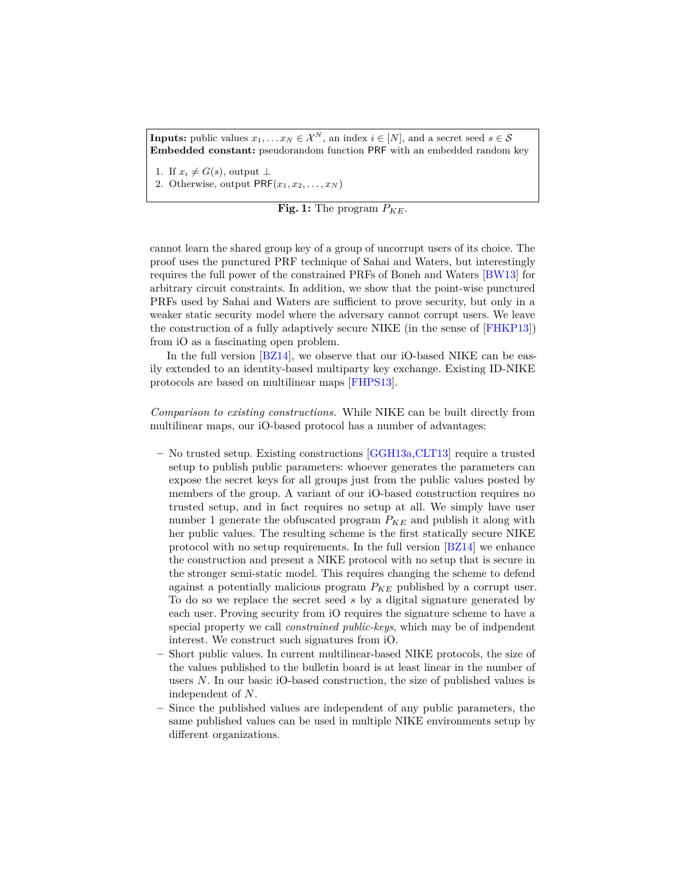**Inputs:** public values $x_1, \ldots x_N \in \mathcal{X}^N$, an index $i \in [N]$, and a secret seed $s \in \mathcal{S}$
**Embedded constant:** pseudorandom function $\mathsf{PRF}$ with an embedded random key

1. If $x_i \neq G(s)$, output $\perp$
2. Otherwise, output $\mathsf{PRF}(x_1, x_2, \ldots, x_N)$

**Fig. 1:** The program $P_{KE}$.

cannot learn the shared group key of a group of uncorrupt users of its choice. The proof uses the punctured PRF technique of Sahai and Waters, but interestingly requires the full power of the constrained PRFs of Boneh and Waters [BW13] for arbitrary circuit constraints. In addition, we show that the point-wise punctured PRFs used by Sahai and Waters are sufficient to prove security, but only in a weaker static security model where the adversary cannot corrupt users. We leave the construction of a fully adaptively secure NIKE (in the sense of [FHKP13]) from iO as a fascinating open problem.

In the full version [BZ14], we observe that our iO-based NIKE can be easily extended to an identity-based multiparty key exchange. Existing ID-NIKE protocols are based on multilinear maps [FHPS13].

*Comparison to existing constructions.* While NIKE can be built directly from multilinear maps, our iO-based protocol has a number of advantages:

- No trusted setup. Existing constructions [GGH13a,CLT13] require a trusted setup to publish public parameters: whoever generates the parameters can expose the secret keys for all groups just from the public values posted by members of the group. A variant of our iO-based construction requires no trusted setup, and in fact requires no setup at all. We simply have user number 1 generate the obfuscated program $P_{KE}$ and publish it along with her public values. The resulting scheme is the first statically secure NIKE protocol with no setup requirements. In the full version [BZ14] we enhance the construction and present a NIKE protocol with no setup that is secure in the stronger semi-static model. This requires changing the scheme to defend against a potentially malicious program $P_{KE}$ published by a corrupt user. To do so we replace the secret seed $s$ by a digital signature generated by each user. Proving security from iO requires the signature scheme to have a special property we call *constrained public-keys*, which may be of indpendent interest. We construct such signatures from iO.
- Short public values. In current multilinear-based NIKE protocols, the size of the values published to the bulletin board is at least linear in the number of users $N$. In our basic iO-based construction, the size of published values is independent of $N$.
- Since the published values are independent of any public parameters, the same published values can be used in multiple NIKE environments setup by different organizations.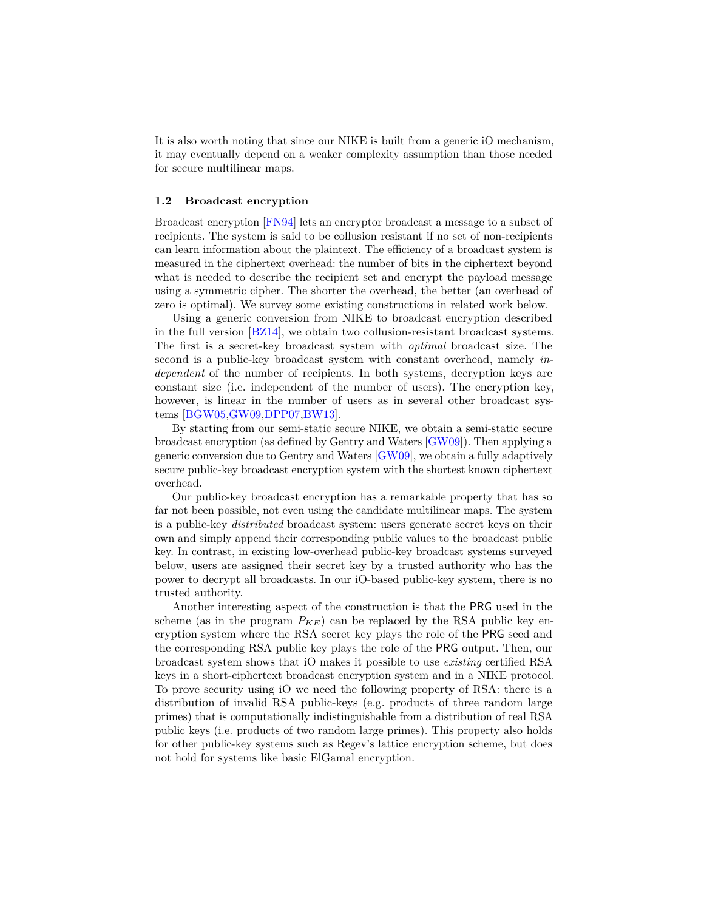It is also worth noting that since our NIKE is built from a generic iO mechanism, it may eventually depend on a weaker complexity assumption than those needed for secure multilinear maps.

### 1.2 Broadcast encryption

Broadcast encryption [FN94] lets an encryptor broadcast a message to a subset of recipients. The system is said to be collusion resistant if no set of non-recipients can learn information about the plaintext. The efficiency of a broadcast system is measured in the ciphertext overhead: the number of bits in the ciphertext beyond what is needed to describe the recipient set and encrypt the payload message using a symmetric cipher. The shorter the overhead, the better (an overhead of zero is optimal). We survey some existing constructions in related work below.

Using a generic conversion from NIKE to broadcast encryption described in the full version [BZ14], we obtain two collusion-resistant broadcast systems. The first is a secret-key broadcast system with *optimal* broadcast size. The second is a public-key broadcast system with constant overhead, namely *independent* of the number of recipients. In both systems, decryption keys are constant size (i.e. independent of the number of users). The encryption key, however, is linear in the number of users as in several other broadcast systems [BGW05,GW09,DPP07,BW13].

By starting from our semi-static secure NIKE, we obtain a semi-static secure broadcast encryption (as defined by Gentry and Waters [GW09]). Then applying a generic conversion due to Gentry and Waters [GW09], we obtain a fully adaptively secure public-key broadcast encryption system with the shortest known ciphertext overhead.

Our public-key broadcast encryption has a remarkable property that has so far not been possible, not even using the candidate multilinear maps. The system is a public-key *distributed* broadcast system: users generate secret keys on their own and simply append their corresponding public values to the broadcast public key. In contrast, in existing low-overhead public-key broadcast systems surveyed below, users are assigned their secret key by a trusted authority who has the power to decrypt all broadcasts. In our iO-based public-key system, there is no trusted authority.

Another interesting aspect of the construction is that the PRG used in the scheme (as in the program $P_{KE}$) can be replaced by the RSA public key encryption system where the RSA secret key plays the role of the PRG seed and the corresponding RSA public key plays the role of the PRG output. Then, our broadcast system shows that iO makes it possible to use *existing* certified RSA keys in a short-ciphertext broadcast encryption system and in a NIKE protocol. To prove security using iO we need the following property of RSA: there is a distribution of invalid RSA public-keys (e.g. products of three random large primes) that is computationally indistinguishable from a distribution of real RSA public keys (i.e. products of two random large primes). This property also holds for other public-key systems such as Regev's lattice encryption scheme, but does not hold for systems like basic ElGamal encryption.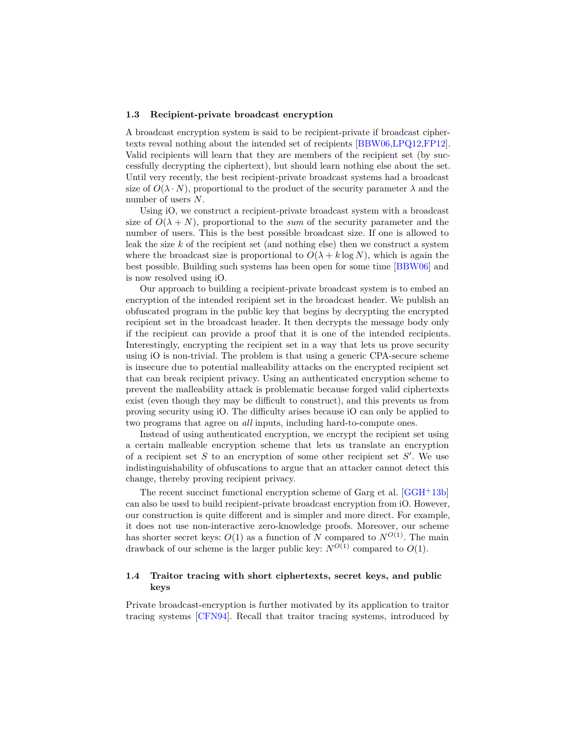### 1.3 Recipient-private broadcast encryption

A broadcast encryption system is said to be recipient-private if broadcast ciphertexts reveal nothing about the intended set of recipients [BBW06,LPQ12,FP12]. Valid recipients will learn that they are members of the recipient set (by successfully decrypting the ciphertext), but should learn nothing else about the set. Until very recently, the best recipient-private broadcast systems had a broadcast size of $O(\lambda \cdot N)$, proportional to the product of the security parameter $\lambda$ and the number of users $N$.

Using iO, we construct a recipient-private broadcast system with a broadcast size of $O(\lambda + N)$, proportional to the *sum* of the security parameter and the number of users. This is the best possible broadcast size. If one is allowed to leak the size $k$ of the recipient set (and nothing else) then we construct a system where the broadcast size is proportional to $O(\lambda + k \log N)$, which is again the best possible. Building such systems has been open for some time [BBW06] and is now resolved using iO.

Our approach to building a recipient-private broadcast system is to embed an encryption of the intended recipient set in the broadcast header. We publish an obfuscated program in the public key that begins by decrypting the encrypted recipient set in the broadcast header. It then decrypts the message body only if the recipient can provide a proof that it is one of the intended recipients. Interestingly, encrypting the recipient set in a way that lets us prove security using iO is non-trivial. The problem is that using a generic CPA-secure scheme is insecure due to potential malleability attacks on the encrypted recipient set that can break recipient privacy. Using an authenticated encryption scheme to prevent the malleability attack is problematic because forged valid ciphertexts exist (even though they may be difficult to construct), and this prevents us from proving security using iO. The difficulty arises because iO can only be applied to two programs that agree on *all* inputs, including hard-to-compute ones.

Instead of using authenticated encryption, we encrypt the recipient set using a certain malleable encryption scheme that lets us translate an encryption of a recipient set $S$ to an encryption of some other recipient set $S'$. We use indistinguishability of obfuscations to argue that an attacker cannot detect this change, thereby proving recipient privacy.

The recent succinct functional encryption scheme of Garg et al. [GGH+13b] can also be used to build recipient-private broadcast encryption from iO. However, our construction is quite different and is simpler and more direct. For example, it does not use non-interactive zero-knowledge proofs. Moreover, our scheme has shorter secret keys: $O(1)$ as a function of $N$ compared to $N^{O(1)}$. The main drawback of our scheme is the larger public key: $N^{O(1)}$ compared to $O(1)$.

### 1.4 Traitor tracing with short ciphertexts, secret keys, and public keys

Private broadcast-encryption is further motivated by its application to traitor tracing systems [CFN94]. Recall that traitor tracing systems, introduced by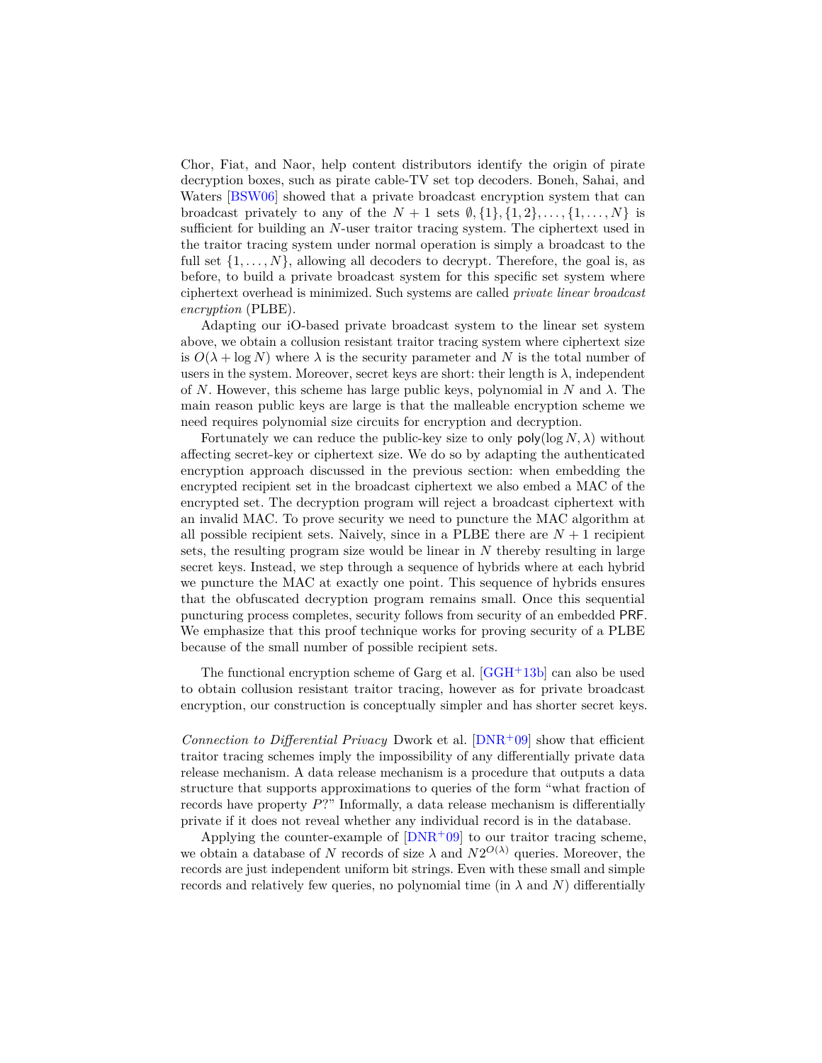Chor, Fiat, and Naor, help content distributors identify the origin of pirate decryption boxes, such as pirate cable-TV set top decoders. Boneh, Sahai, and Waters [BSW06] showed that a private broadcast encryption system that can broadcast privately to any of the $N + 1$ sets $\emptyset, \{1\}, \{1, 2\}, \ldots, \{1, \ldots, N\}$ is sufficient for building an $N$-user traitor tracing system. The ciphertext used in the traitor tracing system under normal operation is simply a broadcast to the full set $\{1, \ldots, N\}$, allowing all decoders to decrypt. Therefore, the goal is, as before, to build a private broadcast system for this specific set system where ciphertext overhead is minimized. Such systems are called *private linear broadcast encryption* (PLBE).

Adapting our iO-based private broadcast system to the linear set system above, we obtain a collusion resistant traitor tracing system where ciphertext size is $O(\lambda + \log N)$ where $\lambda$ is the security parameter and $N$ is the total number of users in the system. Moreover, secret keys are short: their length is $\lambda$, independent of $N$. However, this scheme has large public keys, polynomial in $N$ and $\lambda$. The main reason public keys are large is that the malleable encryption scheme we need requires polynomial size circuits for encryption and decryption.

Fortunately we can reduce the public-key size to only $\mathsf{poly}(\log N, \lambda)$ without affecting secret-key or ciphertext size. We do so by adapting the authenticated encryption approach discussed in the previous section: when embedding the encrypted recipient set in the broadcast ciphertext we also embed a MAC of the encrypted set. The decryption program will reject a broadcast ciphertext with an invalid MAC. To prove security we need to puncture the MAC algorithm at all possible recipient sets. Naively, since in a PLBE there are $N + 1$ recipient sets, the resulting program size would be linear in $N$ thereby resulting in large secret keys. Instead, we step through a sequence of hybrids where at each hybrid we puncture the MAC at exactly one point. This sequence of hybrids ensures that the obfuscated decryption program remains small. Once this sequential puncturing process completes, security follows from security of an embedded $\mathsf{PRF}$. We emphasize that this proof technique works for proving security of a PLBE because of the small number of possible recipient sets.

The functional encryption scheme of Garg et al. [GGH+13b] can also be used to obtain collusion resistant traitor tracing, however as for private broadcast encryption, our construction is conceptually simpler and has shorter secret keys.

*Connection to Differential Privacy* Dwork et al. [DNR+09] show that efficient traitor tracing schemes imply the impossibility of any differentially private data release mechanism. A data release mechanism is a procedure that outputs a data structure that supports approximations to queries of the form "what fraction of records have property $P$?" Informally, a data release mechanism is differentially private if it does not reveal whether any individual record is in the database.

Applying the counter-example of [DNR+09] to our traitor tracing scheme, we obtain a database of $N$ records of size $\lambda$ and $N2^{O(\lambda)}$ queries. Moreover, the records are just independent uniform bit strings. Even with these small and simple records and relatively few queries, no polynomial time (in $\lambda$ and $N$) differentially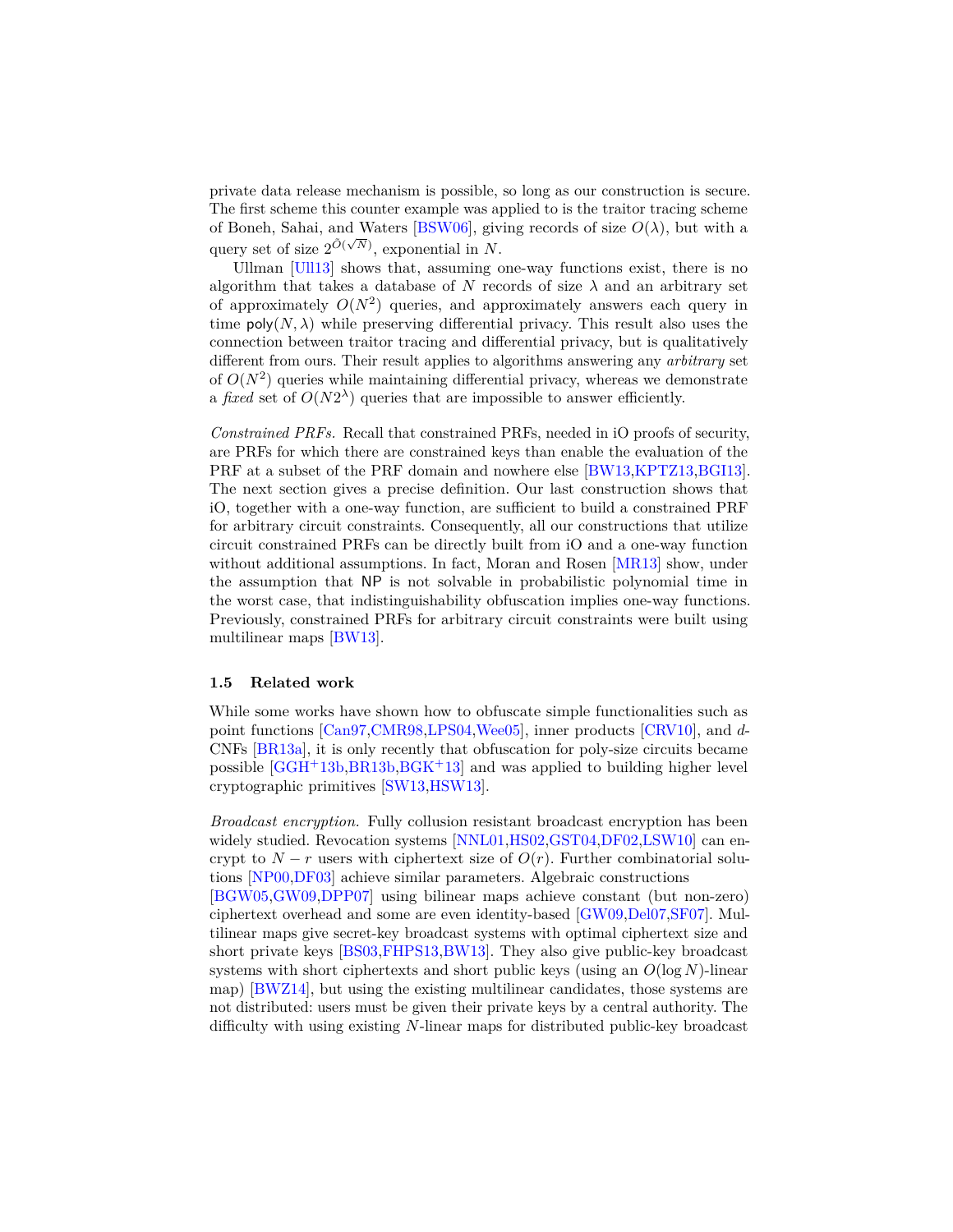private data release mechanism is possible, so long as our construction is secure. The first scheme this counter example was applied to is the traitor tracing scheme of Boneh, Sahai, and Waters [BSW06], giving records of size $O(\lambda)$, but with a query set of size $2^{\tilde{O}(\sqrt{N})}$, exponential in $N$.

Ullman [Ull13] shows that, assuming one-way functions exist, there is no algorithm that takes a database of $N$ records of size $\lambda$ and an arbitrary set of approximately $O(N^2)$ queries, and approximately answers each query in time $\mathsf{poly}(N, \lambda)$ while preserving differential privacy. This result also uses the connection between traitor tracing and differential privacy, but is qualitatively different from ours. Their result applies to algorithms answering any *arbitrary* set of $O(N^2)$ queries while maintaining differential privacy, whereas we demonstrate a *fixed* set of $O(N2^\lambda)$ queries that are impossible to answer efficiently.

*Constrained PRFs.* Recall that constrained PRFs, needed in iO proofs of security, are PRFs for which there are constrained keys than enable the evaluation of the PRF at a subset of the PRF domain and nowhere else [BW13,KPTZ13,BGI13]. The next section gives a precise definition. Our last construction shows that iO, together with a one-way function, are sufficient to build a constrained PRF for arbitrary circuit constraints. Consequently, all our constructions that utilize circuit constrained PRFs can be directly built from iO and a one-way function without additional assumptions. In fact, Moran and Rosen [MR13] show, under the assumption that $\mathsf{NP}$ is not solvable in probabilistic polynomial time in the worst case, that indistinguishability obfuscation implies one-way functions. Previously, constrained PRFs for arbitrary circuit constraints were built using multilinear maps [BW13].

### 1.5 Related work

While some works have shown how to obfuscate simple functionalities such as point functions [Can97,CMR98,LPS04,Wee05], inner products [CRV10], and $d$-CNFs [BR13a], it is only recently that obfuscation for poly-size circuits became possible [GGH+13b,BR13b,BGK+13] and was applied to building higher level cryptographic primitives [SW13,HSW13].

*Broadcast encryption.* Fully collusion resistant broadcast encryption has been widely studied. Revocation systems [NNL01,HS02,GST04,DF02,LSW10] can encrypt to $N - r$ users with ciphertext size of $O(r)$. Further combinatorial solutions [NP00,DF03] achieve similar parameters. Algebraic constructions [BGW05,GW09,DPP07] using bilinear maps achieve constant (but non-zero) ciphertext overhead and some are even identity-based [GW09,Del07,SF07]. Multilinear maps give secret-key broadcast systems with optimal ciphertext size and short private keys [BS03,FHPS13,BW13]. They also give public-key broadcast systems with short ciphertexts and short public keys (using an $O(\log N)$-linear map) [BWZ14], but using the existing multilinear candidates, those systems are not distributed: users must be given their private keys by a central authority. The difficulty with using existing $N$-linear maps for distributed public-key broadcast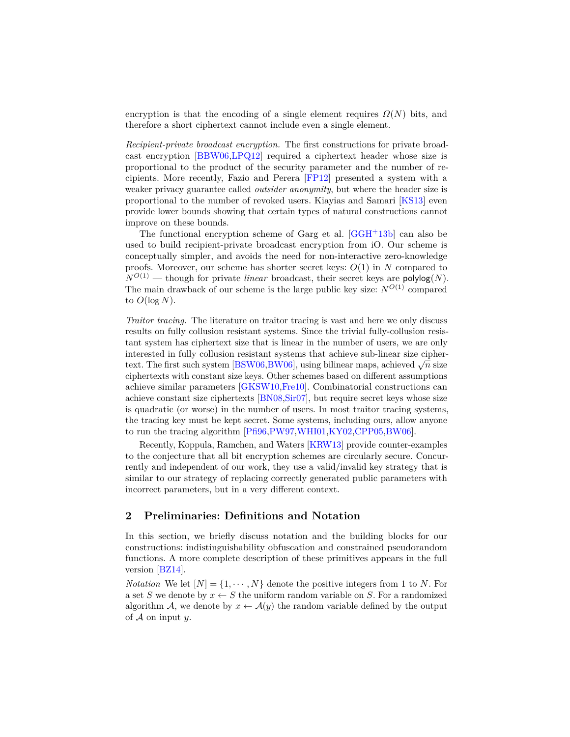encryption is that the encoding of a single element requires $\Omega(N)$ bits, and therefore a short ciphertext cannot include even a single element.

*Recipient-private broadcast encryption.* The first constructions for private broadcast encryption [BBW06,LPQ12] required a ciphertext header whose size is proportional to the product of the security parameter and the number of recipients. More recently, Fazio and Perera [FP12] presented a system with a weaker privacy guarantee called *outsider anonymity*, but where the header size is proportional to the number of revoked users. Kiayias and Samari [KS13] even provide lower bounds showing that certain types of natural constructions cannot improve on these bounds.

The functional encryption scheme of Garg et al. [GGH+13b] can also be used to build recipient-private broadcast encryption from iO. Our scheme is conceptually simpler, and avoids the need for non-interactive zero-knowledge proofs. Moreover, our scheme has shorter secret keys: $O(1)$ in $N$ compared to $N^{O(1)}$ — though for private *linear* broadcast, their secret keys are $\mathsf{polylog}(N)$. The main drawback of our scheme is the large public key size: $N^{O(1)}$ compared to $O(\log N)$.

*Traitor tracing.* The literature on traitor tracing is vast and here we only discuss results on fully collusion resistant systems. Since the trivial fully-collusion resistant system has ciphertext size that is linear in the number of users, we are only interested in fully collusion resistant systems that achieve sub-linear size ciphertext. The first such system [BSW06,BW06], using bilinear maps, achieved $\sqrt{n}$ size ciphertexts with constant size keys. Other schemes based on different assumptions achieve similar parameters [GKSW10,Fre10]. Combinatorial constructions can achieve constant size ciphertexts [BN08,Sir07], but require secret keys whose size is quadratic (or worse) in the number of users. In most traitor tracing systems, the tracing key must be kept secret. Some systems, including ours, allow anyone to run the tracing algorithm [Pfi96,PW97,WHI01,KY02,CPP05,BW06].

Recently, Koppula, Ramchen, and Waters [KRW13] provide counter-examples to the conjecture that all bit encryption schemes are circularly secure. Concurrently and independent of our work, they use a valid/invalid key strategy that is similar to our strategy of replacing correctly generated public parameters with incorrect parameters, but in a very different context.

## 2 Preliminaries: Definitions and Notation

In this section, we briefly discuss notation and the building blocks for our constructions: indistinguishability obfuscation and constrained pseudorandom functions. A more complete description of these primitives appears in the full version [BZ14].

*Notation* We let $[N] = \{1, \cdots, N\}$ denote the positive integers from 1 to $N$. For a set $S$ we denote by $x \leftarrow S$ the uniform random variable on $S$. For a randomized algorithm $\mathcal{A}$, we denote by $x \leftarrow \mathcal{A}(y)$ the random variable defined by the output of $\mathcal{A}$ on input $y$.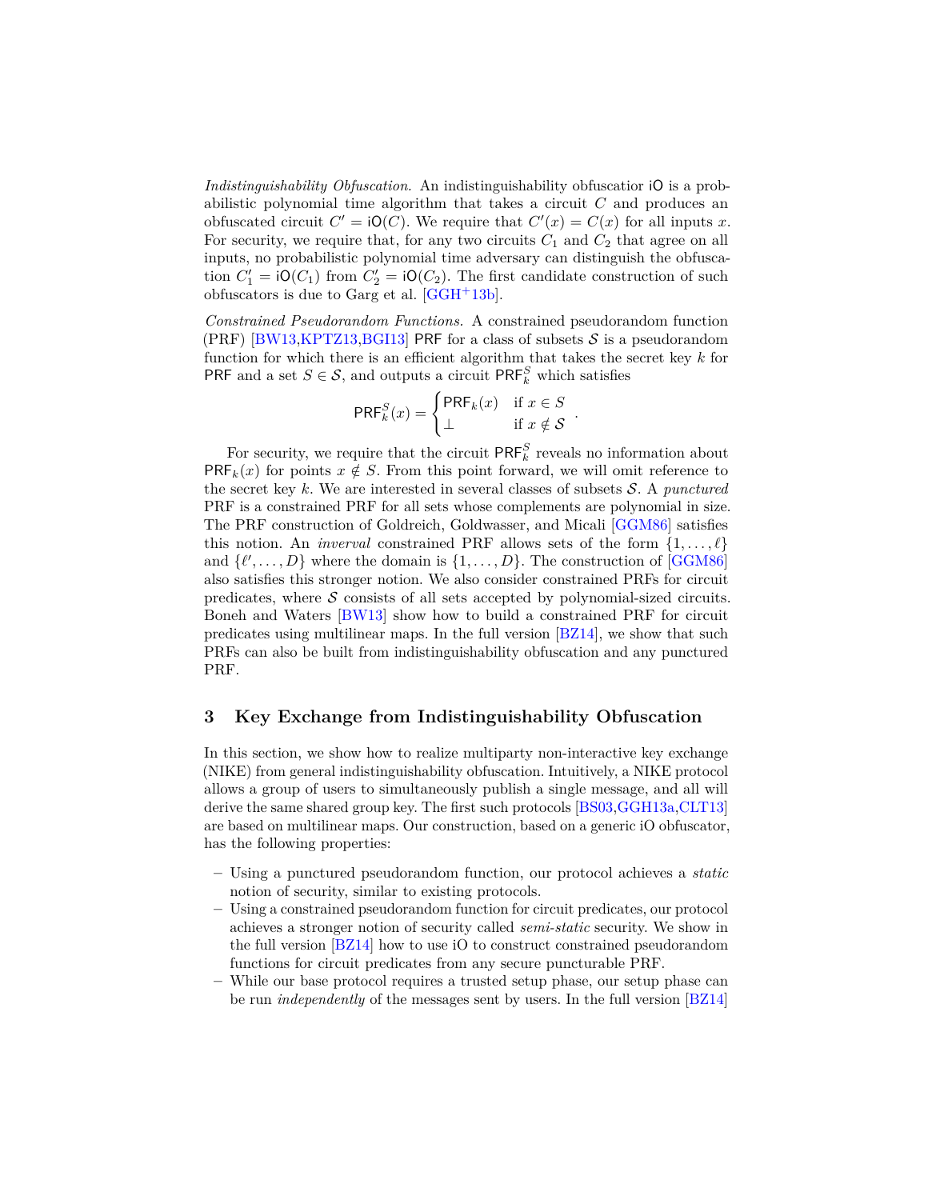*Indistinguishability Obfuscation.* An indistinguishability obfuscatior $\mathsf{iO}$ is a probabilistic polynomial time algorithm that takes a circuit $C$ and produces an obfuscated circuit $C' = \mathsf{iO}(C)$. We require that $C'(x) = C(x)$ for all inputs $x$. For security, we require that, for any two circuits $C_1$ and $C_2$ that agree on all inputs, no probabilistic polynomial time adversary can distinguish the obfuscation $C'_1 = \mathsf{iO}(C_1)$ from $C'_2 = \mathsf{iO}(C_2)$. The first candidate construction of such obfuscators is due to Garg et al. [GGH+13b].

*Constrained Pseudorandom Functions.* A constrained pseudorandom function (PRF) [BW13,KPTZ13,BGI13] $\mathsf{PRF}$ for a class of subsets $\mathcal{S}$ is a pseudorandom function for which there is an efficient algorithm that takes the secret key $k$ for $\mathsf{PRF}$ and a set $S \in \mathcal{S}$, and outputs a circuit $\mathsf{PRF}_k^S$ which satisfies

$$\mathsf{PRF}_k^S(x) = \begin{cases} \mathsf{PRF}_k(x) & \text{if } x \in S \\ \perp & \text{if } x \notin \mathcal{S} \end{cases} .$$

For security, we require that the circuit $\mathsf{PRF}_k^S$ reveals no information about $\mathsf{PRF}_k(x)$ for points $x \notin S$. From this point forward, we will omit reference to the secret key $k$. We are interested in several classes of subsets $\mathcal{S}$. A *punctured* PRF is a constrained PRF for all sets whose complements are polynomial in size. The PRF construction of Goldreich, Goldwasser, and Micali [GGM86] satisfies this notion. An *inverval* constrained PRF allows sets of the form $\{1, \ldots, \ell\}$ and $\{\ell', \ldots, D\}$ where the domain is $\{1, \ldots, D\}$. The construction of [GGM86] also satisfies this stronger notion. We also consider constrained PRFs for circuit predicates, where $\mathcal{S}$ consists of all sets accepted by polynomial-sized circuits. Boneh and Waters [BW13] show how to build a constrained PRF for circuit predicates using multilinear maps. In the full version [BZ14], we show that such PRFs can also be built from indistinguishability obfuscation and any punctured PRF.

## 3 Key Exchange from Indistinguishability Obfuscation

In this section, we show how to realize multiparty non-interactive key exchange (NIKE) from general indistinguishability obfuscation. Intuitively, a NIKE protocol allows a group of users to simultaneously publish a single message, and all will derive the same shared group key. The first such protocols [BS03,GGH13a,CLT13] are based on multilinear maps. Our construction, based on a generic iO obfuscator, has the following properties:

- Using a punctured pseudorandom function, our protocol achieves a *static* notion of security, similar to existing protocols.
- Using a constrained pseudorandom function for circuit predicates, our protocol achieves a stronger notion of security called *semi-static* security. We show in the full version [BZ14] how to use iO to construct constrained pseudorandom functions for circuit predicates from any secure puncturable PRF.
- While our base protocol requires a trusted setup phase, our setup phase can be run *independently* of the messages sent by users. In the full version [BZ14]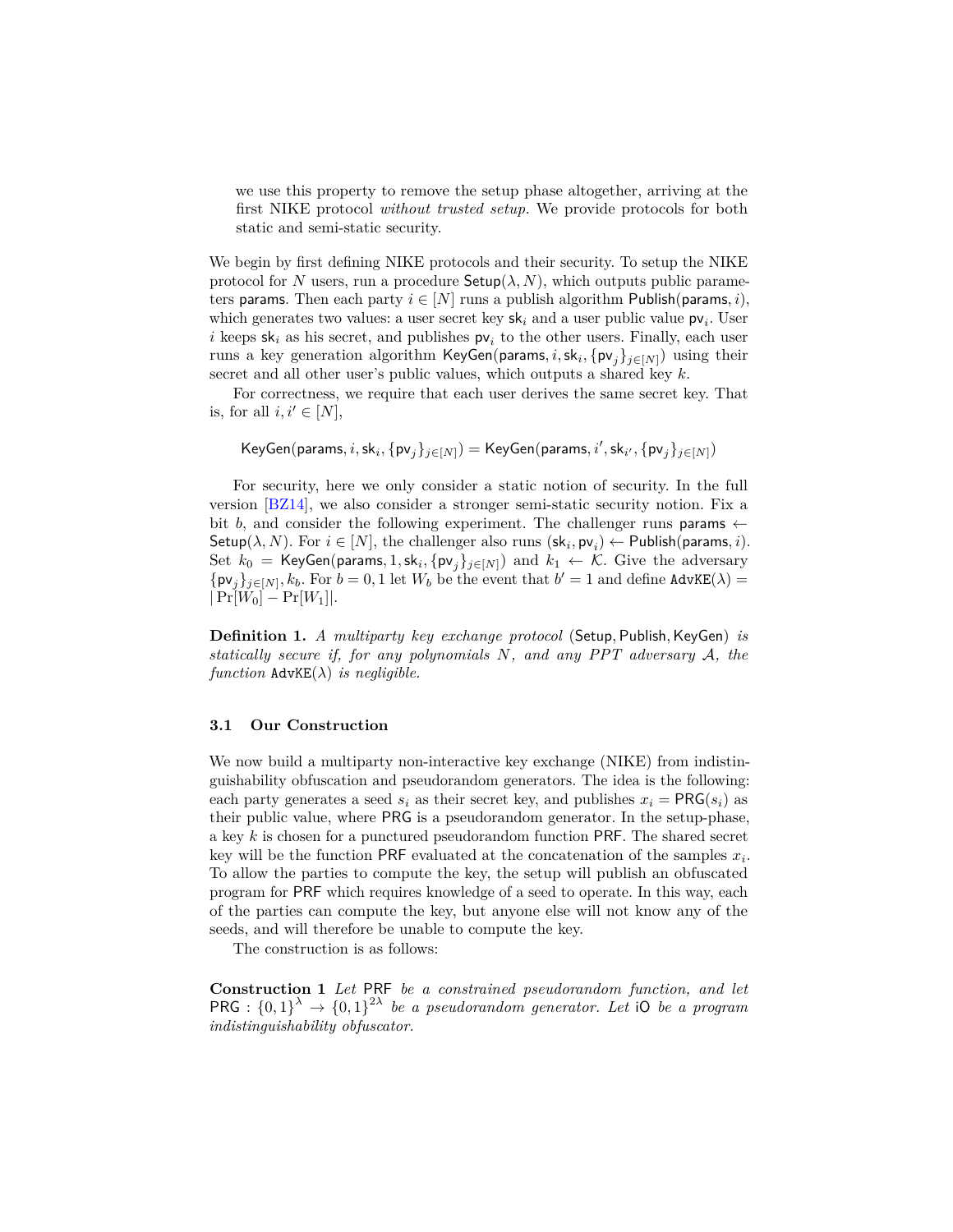we use this property to remove the setup phase altogether, arriving at the first NIKE protocol *without trusted setup*. We provide protocols for both static and semi-static security.

We begin by first defining NIKE protocols and their security. To setup the NIKE protocol for $N$ users, run a procedure $\mathsf{Setup}(\lambda, N)$, which outputs public parameters $\mathsf{params}$. Then each party $i \in [N]$ runs a publish algorithm $\mathsf{Publish}(\mathsf{params}, i)$, which generates two values: a user secret key $\mathsf{sk}_i$ and a user public value $\mathsf{pv}_i$. User $i$ keeps $\mathsf{sk}_i$ as his secret, and publishes $\mathsf{pv}_i$ to the other users. Finally, each user runs a key generation algorithm $\mathsf{KeyGen}(\mathsf{params}, i, \mathsf{sk}_i, \{\mathsf{pv}_j\}_{j\in[N]})$ using their secret and all other user's public values, which outputs a shared key $k$.

For correctness, we require that each user derives the same secret key. That is, for all $i, i' \in [N]$,

$$\mathsf{KeyGen}(\mathsf{params}, i, \mathsf{sk}_i, \{\mathsf{pv}_j\}_{j\in[N]}) = \mathsf{KeyGen}(\mathsf{params}, i', \mathsf{sk}_{i'}, \{\mathsf{pv}_j\}_{j\in[N]})$$

For security, here we only consider a static notion of security. In the full version [BZ14], we also consider a stronger semi-static security notion. Fix a bit $b$, and consider the following experiment. The challenger runs $\mathsf{params} \leftarrow \mathsf{Setup}(\lambda, N)$. For $i \in [N]$, the challenger also runs $(\mathsf{sk}_i, \mathsf{pv}_i) \leftarrow \mathsf{Publish}(\mathsf{params}, i)$. Set $k_0 = \mathsf{KeyGen}(\mathsf{params}, 1, \mathsf{sk}_i, \{\mathsf{pv}_j\}_{j\in[N]})$ and $k_1 \leftarrow \mathcal{K}$. Give the adversary $\{\mathsf{pv}_j\}_{j\in[N]}, k_b$. For $b = 0, 1$ let $W_b$ be the event that $b' = 1$ and define $\mathtt{AdvKE}(\lambda) = |\Pr[W_0] - \Pr[W_1]|$.

**Definition 1.** *A multiparty key exchange protocol* $(\mathsf{Setup}, \mathsf{Publish}, \mathsf{KeyGen})$ *is statically secure if, for any polynomials $N$, and any PPT adversary $\mathcal{A}$, the function $\mathtt{AdvKE}(\lambda)$ is negligible.*

### 3.1 Our Construction

We now build a multiparty non-interactive key exchange (NIKE) from indistinguishability obfuscation and pseudorandom generators. The idea is the following: each party generates a seed $s_i$ as their secret key, and publishes $x_i = \mathsf{PRG}(s_i)$ as their public value, where $\mathsf{PRG}$ is a pseudorandom generator. In the setup-phase, a key $k$ is chosen for a punctured pseudorandom function $\mathsf{PRF}$. The shared secret key will be the function $\mathsf{PRF}$ evaluated at the concatenation of the samples $x_i$. To allow the parties to compute the key, the setup will publish an obfuscated program for $\mathsf{PRF}$ which requires knowledge of a seed to operate. In this way, each of the parties can compute the key, but anyone else will not know any of the seeds, and will therefore be unable to compute the key.

The construction is as follows:

**Construction 1** *Let $\mathsf{PRF}$ be a constrained pseudorandom function, and let $\mathsf{PRG} : \{0,1\}^\lambda \to \{0,1\}^{2\lambda}$ be a pseudorandom generator. Let $\mathsf{iO}$ be a program indistinguishability obfuscator.*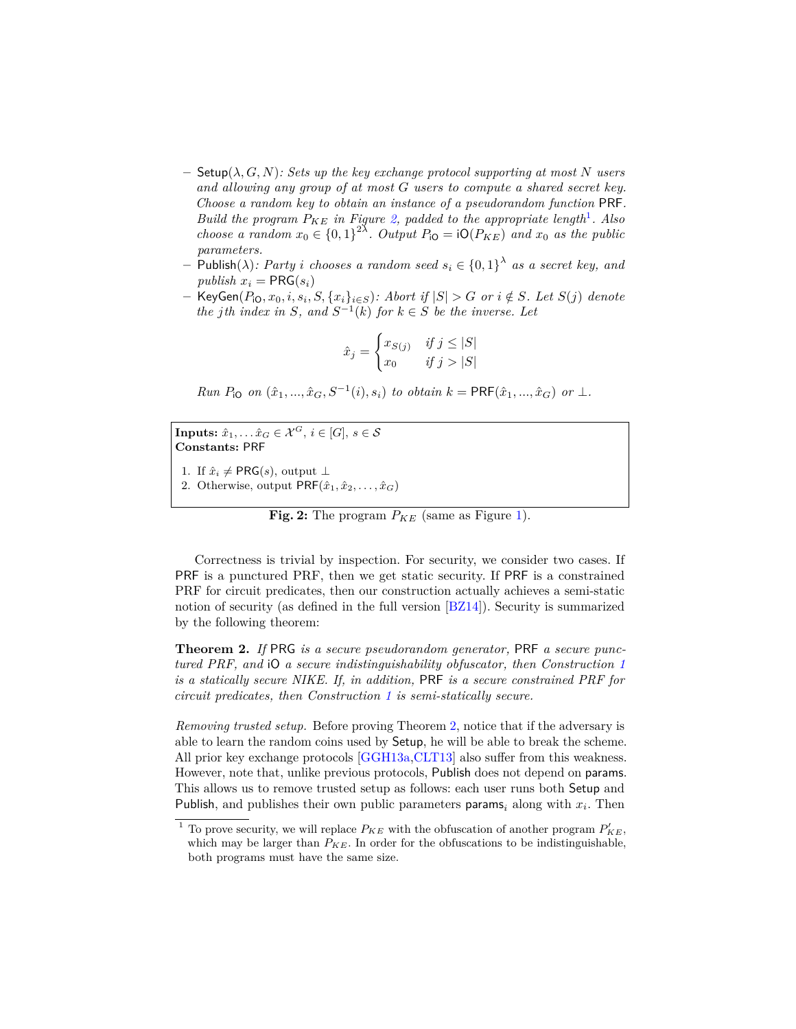– Setup($\lambda, G, N$): *Sets up the key exchange protocol supporting at most $N$ users and allowing any group of at most $G$ users to compute a shared secret key. Choose a random key to obtain an instance of a pseudorandom function* PRF. *Build the program $P_{KE}$ in Figure 2, padded to the appropriate length*[1]. *Also choose a random $x_0 \in \{0,1\}^{2\lambda}$. Output $P_{\mathsf{iO}} = \mathsf{iO}(P_{KE})$ and $x_0$ as the public parameters.*
– Publish($\lambda$): *Party $i$ chooses a random seed $s_i \in \{0,1\}^{\lambda}$ as a secret key, and publish $x_i = \mathsf{PRG}(s_i)$*
– KeyGen($P_{\mathsf{iO}}, x_0, i, s_i, S, \{x_i\}_{i \in S}$): *Abort if $|S| > G$ or $i \notin S$. Let $S(j)$ denote the $j$th index in $S$, and $S^{-1}(k)$ for $k \in S$ be the inverse. Let*

$$\hat{x}_j = \begin{cases} x_{S(j)} & \text{if } j \leq |S| \\ x_0 & \text{if } j > |S| \end{cases}$$

*Run $P_{\mathsf{iO}}$ on $(\hat{x}_1, ..., \hat{x}_G, S^{-1}(i), s_i)$ to obtain $k = \mathsf{PRF}(\hat{x}_1, ..., \hat{x}_G)$ or $\perp$.*

**Inputs:** $\hat{x}_1, \ldots \hat{x}_G \in \mathcal{X}^G$, $i \in [G]$, $s \in \mathcal{S}$
**Constants:** PRF

1. If $\hat{x}_i \neq \mathsf{PRG}(s)$, output $\perp$
2. Otherwise, output $\mathsf{PRF}(\hat{x}_1, \hat{x}_2, \ldots, \hat{x}_G)$

**Fig. 2:** The program $P_{KE}$ (same as Figure 1).

Correctness is trivial by inspection. For security, we consider two cases. If PRF is a punctured PRF, then we get static security. If PRF is a constrained PRF for circuit predicates, then our construction actually achieves a semi-static notion of security (as defined in the full version [BZ14]). Security is summarized by the following theorem:

**Theorem 2.** *If* PRG *is a secure pseudorandom generator,* PRF *a secure punctured PRF, and* iO *a secure indistinguishability obfuscator, then Construction 1 is a statically secure NIKE. If, in addition,* PRF *is a secure constrained PRF for circuit predicates, then Construction 1 is semi-statically secure.*

*Removing trusted setup.* Before proving Theorem 2, notice that if the adversary is able to learn the random coins used by Setup, he will be able to break the scheme. All prior key exchange protocols [GGH13a,CLT13] also suffer from this weakness. However, note that, unlike previous protocols, Publish does not depend on params. This allows us to remove trusted setup as follows: each user runs both Setup and Publish, and publishes their own public parameters $\mathsf{params}_i$ along with $x_i$. Then

[1] To prove security, we will replace $P_{KE}$ with the obfuscation of another program $P'_{KE}$, which may be larger than $P_{KE}$. In order for the obfuscations to be indistinguishable, both programs must have the same size.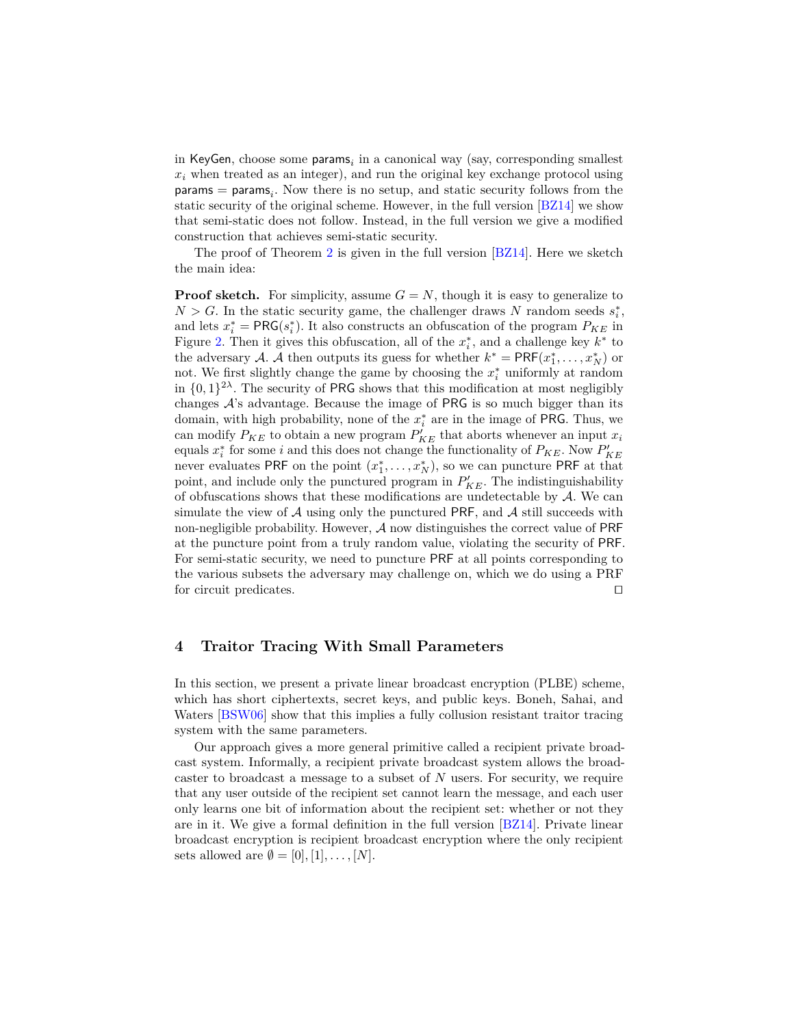in KeyGen, choose some $\mathsf{params}_i$ in a canonical way (say, corresponding smallest $x_i$ when treated as an integer), and run the original key exchange protocol using $\mathsf{params} = \mathsf{params}_i$. Now there is no setup, and static security follows from the static security of the original scheme. However, in the full version [BZ14] we show that semi-static does not follow. Instead, in the full version we give a modified construction that achieves semi-static security.

The proof of Theorem 2 is given in the full version [BZ14]. Here we sketch the main idea:

**Proof sketch.** For simplicity, assume $G = N$, though it is easy to generalize to $N > G$. In the static security game, the challenger draws $N$ random seeds $s_i^*$, and lets $x_i^* = \mathsf{PRG}(s_i^*)$. It also constructs an obfuscation of the program $P_{KE}$ in Figure 2. Then it gives this obfuscation, all of the $x_i^*$, and a challenge key $k^*$ to the adversary $\mathcal{A}$. $\mathcal{A}$ then outputs its guess for whether $k^* = \mathsf{PRF}(x_1^*, \ldots, x_N^*)$ or not. We first slightly change the game by choosing the $x_i^*$ uniformly at random in $\{0,1\}^{2\lambda}$. The security of PRG shows that this modification at most negligibly changes $\mathcal{A}$'s advantage. Because the image of PRG is so much bigger than its domain, with high probability, none of the $x_i^*$ are in the image of PRG. Thus, we can modify $P_{KE}$ to obtain a new program $P'_{KE}$ that aborts whenever an input $x_i$ equals $x_i^*$ for some $i$ and this does not change the functionality of $P_{KE}$. Now $P'_{KE}$ never evaluates PRF on the point $(x_1^*, \ldots, x_N^*)$, so we can puncture PRF at that point, and include only the punctured program in $P'_{KE}$. The indistinguishability of obfuscations shows that these modifications are undetectable by $\mathcal{A}$. We can simulate the view of $\mathcal{A}$ using only the punctured PRF, and $\mathcal{A}$ still succeeds with non-negligible probability. However, $\mathcal{A}$ now distinguishes the correct value of PRF at the puncture point from a truly random value, violating the security of PRF. For semi-static security, we need to puncture PRF at all points corresponding to the various subsets the adversary may challenge on, which we do using a PRF for circuit predicates. □

## 4 Traitor Tracing With Small Parameters

In this section, we present a private linear broadcast encryption (PLBE) scheme, which has short ciphertexts, secret keys, and public keys. Boneh, Sahai, and Waters [BSW06] show that this implies a fully collusion resistant traitor tracing system with the same parameters.

Our approach gives a more general primitive called a recipient private broadcast system. Informally, a recipient private broadcast system allows the broadcaster to broadcast a message to a subset of $N$ users. For security, we require that any user outside of the recipient set cannot learn the message, and each user only learns one bit of information about the recipient set: whether or not they are in it. We give a formal definition in the full version [BZ14]. Private linear broadcast encryption is recipient broadcast encryption where the only recipient sets allowed are $\emptyset = [0], [1], \ldots, [N]$.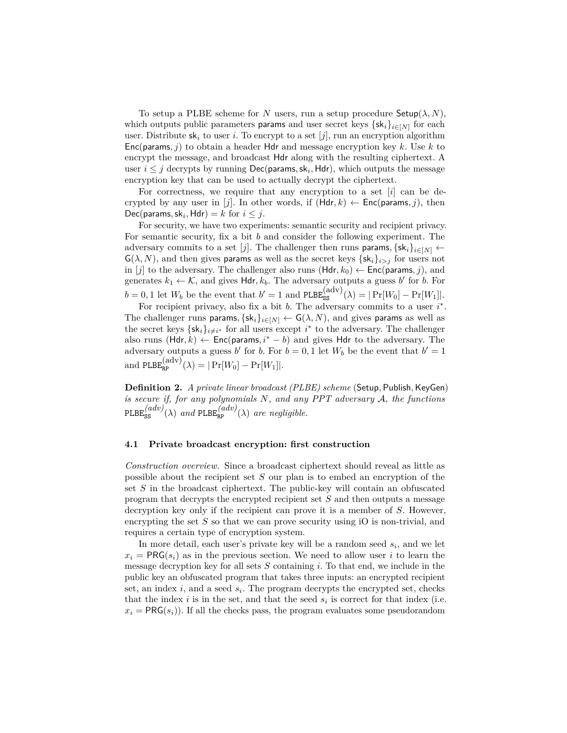To setup a PLBE scheme for $N$ users, run a setup procedure $\mathsf{Setup}(\lambda, N)$, which outputs public parameters $\mathsf{params}$ and user secret keys $\{\mathsf{sk}_i\}_{i\in[N]}$ for each user. Distribute $\mathsf{sk}_i$ to user $i$. To encrypt to a set $[j]$, run an encryption algorithm $\mathsf{Enc}(\mathsf{params}, j)$ to obtain a header $\mathsf{Hdr}$ and message encryption key $k$. Use $k$ to encrypt the message, and broadcast $\mathsf{Hdr}$ along with the resulting ciphertext. A user $i \leq j$ decrypts by running $\mathsf{Dec}(\mathsf{params}, \mathsf{sk}_i, \mathsf{Hdr})$, which outputs the message encryption key that can be used to actually decrypt the ciphertext.

For correctness, we require that any encryption to a set $[i]$ can be decrypted by any user in $[j]$. In other words, if $(\mathsf{Hdr}, k) \leftarrow \mathsf{Enc}(\mathsf{params}, j)$, then $\mathsf{Dec}(\mathsf{params}, \mathsf{sk}_i, \mathsf{Hdr}) = k$ for $i \leq j$.

For security, we have two experiments: semantic security and recipient privacy. For semantic security, fix a bit $b$ and consider the following experiment. The adversary commits to a set $[j]$. The challenger then runs $\mathsf{params}, \{\mathsf{sk}_i\}_{i\in[N]} \leftarrow \mathsf{G}(\lambda, N)$, and then gives $\mathsf{params}$ as well as the secret keys $\{\mathsf{sk}_i\}_{i>j}$ for users not in $[j]$ to the adversary. The challenger also runs $(\mathsf{Hdr}, k_0) \leftarrow \mathsf{Enc}(\mathsf{params}, j)$, and generates $k_1 \leftarrow \mathcal{K}$, and gives $\mathsf{Hdr}, k_b$. The adversary outputs a guess $b'$ for $b$. For $b = 0, 1$ let $W_b$ be the event that $b' = 1$ and $\mathtt{PLBE}_{\mathtt{SS}}^{(\mathrm{adv})}(\lambda) = |\Pr[W_0] - \Pr[W_1]|$.

For recipient privacy, also fix a bit $b$. The adversary commits to a user $i^*$. The challenger runs $\mathsf{params}, \{\mathsf{sk}_i\}_{i\in[N]} \leftarrow \mathsf{G}(\lambda, N)$, and gives $\mathsf{params}$ as well as the secret keys $\{\mathsf{sk}_i\}_{i\neq i^*}$ for all users except $i^*$ to the adversary. The challenger also runs $(\mathsf{Hdr}, k) \leftarrow \mathsf{Enc}(\mathsf{params}, i^* - b)$ and gives $\mathsf{Hdr}$ to the adversary. The adversary outputs a guess $b'$ for $b$. For $b = 0, 1$ let $W_b$ be the event that $b' = 1$ and $\mathtt{PLBE}_{\mathtt{RP}}^{(\mathrm{adv})}(\lambda) = |\Pr[W_0] - \Pr[W_1]|$.

**Definition 2.** *A private linear broadcast (PLBE) scheme* $(\mathsf{Setup}, \mathsf{Publish}, \mathsf{KeyGen})$ *is secure if, for any polynomials $N$, and any PPT adversary $\mathcal{A}$, the functions* $\mathtt{PLBE}_{\mathtt{SS}}^{(adv)}(\lambda)$ *and* $\mathtt{PLBE}_{\mathtt{RP}}^{(adv)}(\lambda)$ *are negligible.*

### 4.1 Private broadcast encryption: first construction

*Construction overview.* Since a broadcast ciphertext should reveal as little as possible about the recipient set $S$ our plan is to embed an encryption of the set $S$ in the broadcast ciphertext. The public-key will contain an obfuscated program that decrypts the encrypted recipient set $S$ and then outputs a message decryption key only if the recipient can prove it is a member of $S$. However, encrypting the set $S$ so that we can prove security using iO is non-trivial, and requires a certain type of encryption system.

In more detail, each user's private key will be a random seed $s_i$, and we let $x_i = \mathsf{PRG}(s_i)$ as in the previous section. We need to allow user $i$ to learn the message decryption key for all sets $S$ containing $i$. To that end, we include in the public key an obfuscated program that takes three inputs: an encrypted recipient set, an index $i$, and a seed $s_i$. The program decrypts the encrypted set, checks that the index $i$ is in the set, and that the seed $s_i$ is correct for that index (i.e. $x_i = \mathsf{PRG}(s_i)$). If all the checks pass, the program evaluates some pseudorandom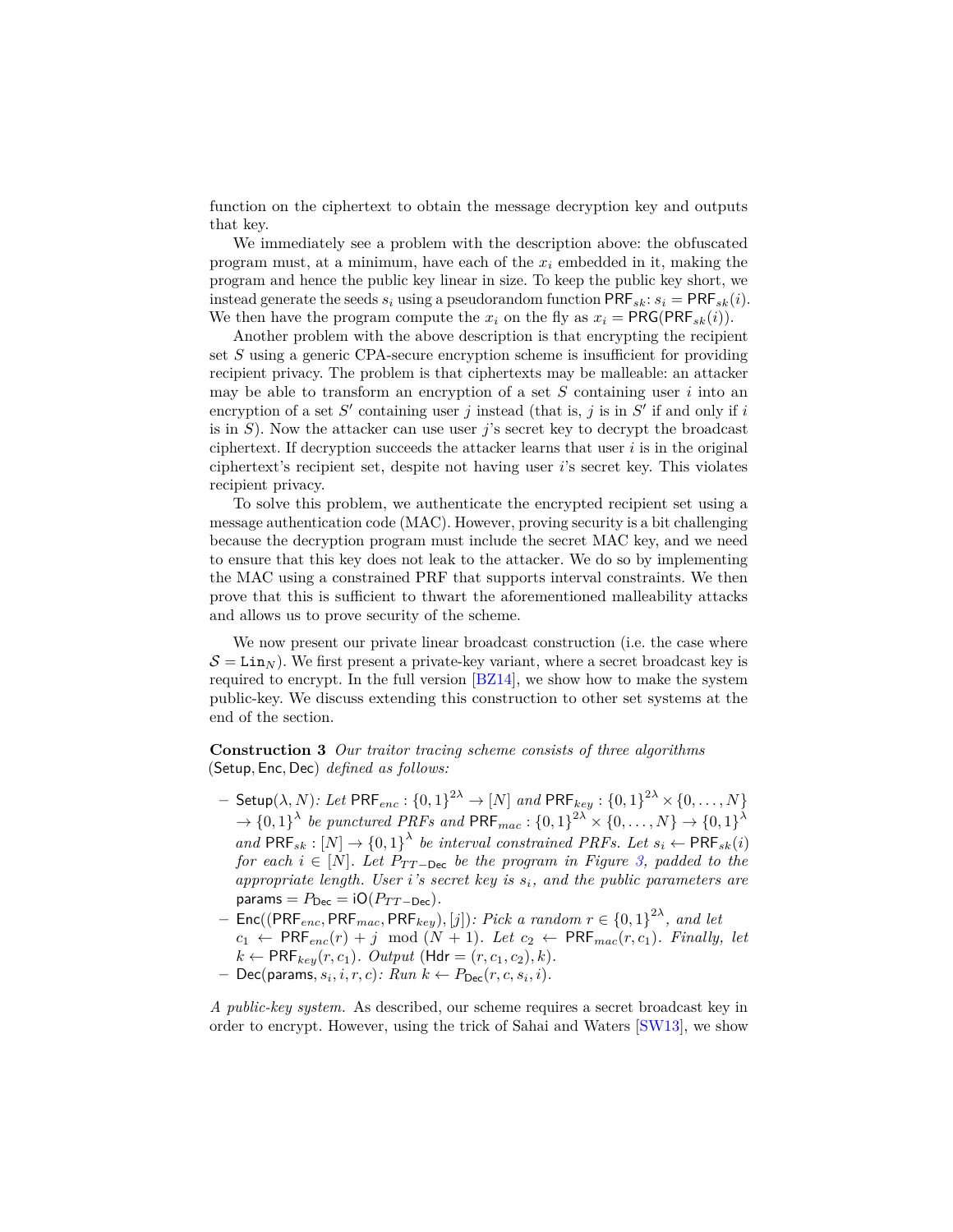function on the ciphertext to obtain the message decryption key and outputs that key.

We immediately see a problem with the description above: the obfuscated program must, at a minimum, have each of the $x_i$ embedded in it, making the program and hence the public key linear in size. To keep the public key short, we instead generate the seeds $s_i$ using a pseudorandom function $\mathsf{PRF}_{sk}$: $s_i = \mathsf{PRF}_{sk}(i)$. We then have the program compute the $x_i$ on the fly as $x_i = \mathsf{PRG}(\mathsf{PRF}_{sk}(i))$.

Another problem with the above description is that encrypting the recipient set $S$ using a generic CPA-secure encryption scheme is insufficient for providing recipient privacy. The problem is that ciphertexts may be malleable: an attacker may be able to transform an encryption of a set $S$ containing user $i$ into an encryption of a set $S'$ containing user $j$ instead (that is, $j$ is in $S'$ if and only if $i$ is in $S$). Now the attacker can use user $j$'s secret key to decrypt the broadcast ciphertext. If decryption succeeds the attacker learns that user $i$ is in the original ciphertext's recipient set, despite not having user $i$'s secret key. This violates recipient privacy.

To solve this problem, we authenticate the encrypted recipient set using a message authentication code (MAC). However, proving security is a bit challenging because the decryption program must include the secret MAC key, and we need to ensure that this key does not leak to the attacker. We do so by implementing the MAC using a constrained PRF that supports interval constraints. We then prove that this is sufficient to thwart the aforementioned malleability attacks and allows us to prove security of the scheme.

We now present our private linear broadcast construction (i.e. the case where $\mathcal{S} = \mathtt{Lin}_N$). We first present a private-key variant, where a secret broadcast key is required to encrypt. In the full version [BZ14], we show how to make the system public-key. We discuss extending this construction to other set systems at the end of the section.

**Construction 3** *Our traitor tracing scheme consists of three algorithms* $(\mathsf{Setup}, \mathsf{Enc}, \mathsf{Dec})$ *defined as follows:*

- $\mathsf{Setup}(\lambda, N)$*: Let* $\mathsf{PRF}_{enc} : \{0,1\}^{2\lambda} \to [N]$ *and* $\mathsf{PRF}_{key} : \{0,1\}^{2\lambda} \times \{0,\ldots,N\} \to \{0,1\}^{\lambda}$ *be punctured PRFs and* $\mathsf{PRF}_{mac} : \{0,1\}^{2\lambda} \times \{0,\ldots,N\} \to \{0,1\}^{\lambda}$ *and* $\mathsf{PRF}_{sk} : [N] \to \{0,1\}^{\lambda}$ *be interval constrained PRFs. Let* $s_i \leftarrow \mathsf{PRF}_{sk}(i)$ *for each* $i \in [N]$*. Let* $P_{TT-\mathsf{Dec}}$ *be the program in Figure 3, padded to the appropriate length. User* $i$*'s secret key is* $s_i$*, and the public parameters are* $\mathsf{params} = P_{\mathsf{Dec}} = \mathsf{iO}(P_{TT-\mathsf{Dec}})$.
- $\mathsf{Enc}((\mathsf{PRF}_{enc}, \mathsf{PRF}_{mac}, \mathsf{PRF}_{key}), [j])$*: Pick a random* $r \in \{0,1\}^{2\lambda}$*, and let* $c_1 \leftarrow \mathsf{PRF}_{enc}(r) + j \mod (N+1)$*. Let* $c_2 \leftarrow \mathsf{PRF}_{mac}(r, c_1)$*. Finally, let* $k \leftarrow \mathsf{PRF}_{key}(r, c_1)$*. Output* $(\mathsf{Hdr} = (r, c_1, c_2), k)$*.*
- $\mathsf{Dec}(\mathsf{params}, s_i, i, r, c)$*: Run* $k \leftarrow P_{\mathsf{Dec}}(r, c, s_i, i)$*.*

*A public-key system.* As described, our scheme requires a secret broadcast key in order to encrypt. However, using the trick of Sahai and Waters [SW13], we show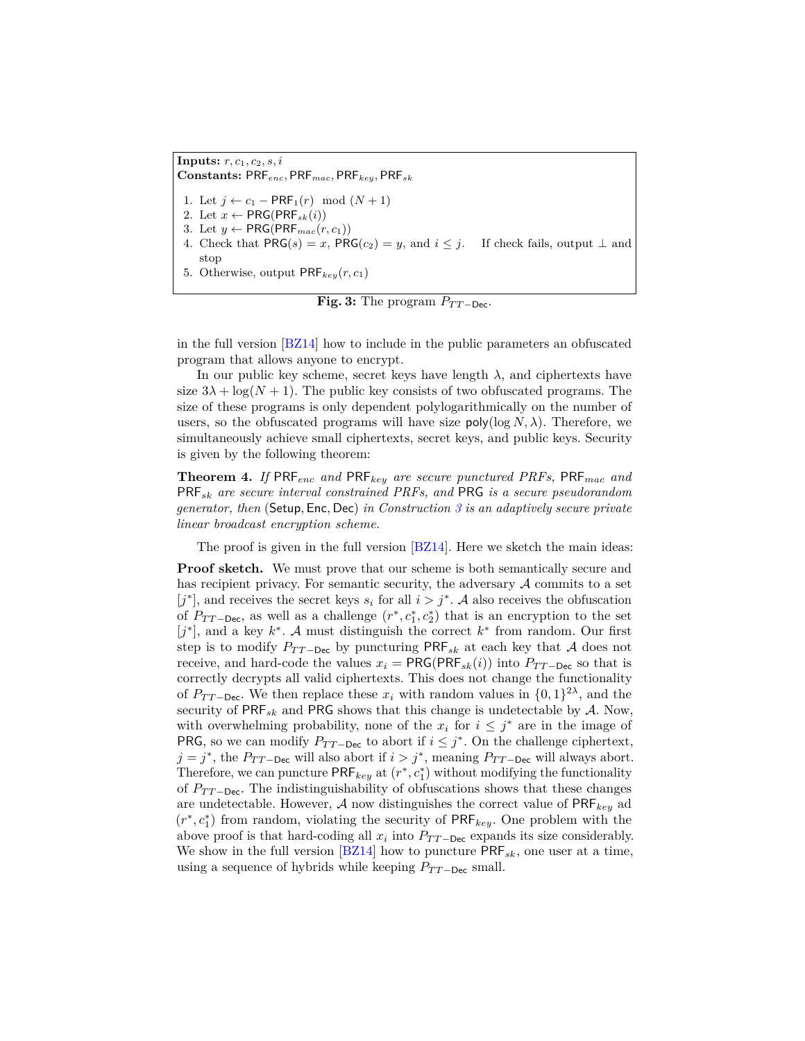**Inputs:** $r, c_1, c_2, s, i$
**Constants:** $\mathsf{PRF}_{enc}, \mathsf{PRF}_{mac}, \mathsf{PRF}_{key}, \mathsf{PRF}_{sk}$

1. Let $j \leftarrow c_1 - \mathsf{PRF}_1(r) \mod (N+1)$
2. Let $x \leftarrow \mathsf{PRG}(\mathsf{PRF}_{sk}(i))$
3. Let $y \leftarrow \mathsf{PRG}(\mathsf{PRF}_{mac}(r, c_1))$
4. Check that $\mathsf{PRG}(s) = x$, $\mathsf{PRG}(c_2) = y$, and $i \leq j$. If check fails, output $\perp$ and stop
5. Otherwise, output $\mathsf{PRF}_{key}(r, c_1)$

**Fig. 3:** The program $P_{TT-\mathsf{Dec}}$.

in the full version [BZ14] how to include in the public parameters an obfuscated program that allows anyone to encrypt.

In our public key scheme, secret keys have length $\lambda$, and ciphertexts have size $3\lambda + \log(N+1)$. The public key consists of two obfuscated programs. The size of these programs is only dependent polylogarithmically on the number of users, so the obfuscated programs will have size $\mathsf{poly}(\log N, \lambda)$. Therefore, we simultaneously achieve small ciphertexts, secret keys, and public keys. Security is given by the following theorem:

**Theorem 4.** *If $\mathsf{PRF}_{enc}$ and $\mathsf{PRF}_{key}$ are secure punctured PRFs, $\mathsf{PRF}_{mac}$ and $\mathsf{PRF}_{sk}$ are secure interval constrained PRFs, and $\mathsf{PRG}$ is a secure pseudorandom generator, then $(\mathsf{Setup}, \mathsf{Enc}, \mathsf{Dec})$ in Construction 3 is an adaptively secure private linear broadcast encryption scheme.*

The proof is given in the full version [BZ14]. Here we sketch the main ideas:

**Proof sketch.** We must prove that our scheme is both semantically secure and has recipient privacy. For semantic security, the adversary $\mathcal{A}$ commits to a set $[j^*]$, and receives the secret keys $s_i$ for all $i > j^*$. $\mathcal{A}$ also receives the obfuscation of $P_{TT-\mathsf{Dec}}$, as well as a challenge $(r^*, c_1^*, c_2^*)$ that is an encryption to the set $[j^*]$, and a key $k^*$. $\mathcal{A}$ must distinguish the correct $k^*$ from random. Our first step is to modify $P_{TT-\mathsf{Dec}}$ by puncturing $\mathsf{PRF}_{sk}$ at each key that $\mathcal{A}$ does not receive, and hard-code the values $x_i = \mathsf{PRG}(\mathsf{PRF}_{sk}(i))$ into $P_{TT-\mathsf{Dec}}$ so that is correctly decrypts all valid ciphertexts. This does not change the functionality of $P_{TT-\mathsf{Dec}}$. We then replace these $x_i$ with random values in $\{0,1\}^{2\lambda}$, and the security of $\mathsf{PRF}_{sk}$ and $\mathsf{PRG}$ shows that this change is undetectable by $\mathcal{A}$. Now, with overwhelming probability, none of the $x_i$ for $i \leq j^*$ are in the image of $\mathsf{PRG}$, so we can modify $P_{TT-\mathsf{Dec}}$ to abort if $i \leq j^*$. On the challenge ciphertext, $j = j^*$, the $P_{TT-\mathsf{Dec}}$ will also abort if $i > j^*$, meaning $P_{TT-\mathsf{Dec}}$ will always abort. Therefore, we can puncture $\mathsf{PRF}_{key}$ at $(r^*, c_1^*)$ without modifying the functionality of $P_{TT-\mathsf{Dec}}$. The indistinguishability of obfuscations shows that these changes are undetectable. However, $\mathcal{A}$ now distinguishes the correct value of $\mathsf{PRF}_{key}$ ad $(r^*, c_1^*)$ from random, violating the security of $\mathsf{PRF}_{key}$. One problem with the above proof is that hard-coding all $x_i$ into $P_{TT-\mathsf{Dec}}$ expands its size considerably. We show in the full version [BZ14] how to puncture $\mathsf{PRF}_{sk}$, one user at a time, using a sequence of hybrids while keeping $P_{TT-\mathsf{Dec}}$ small.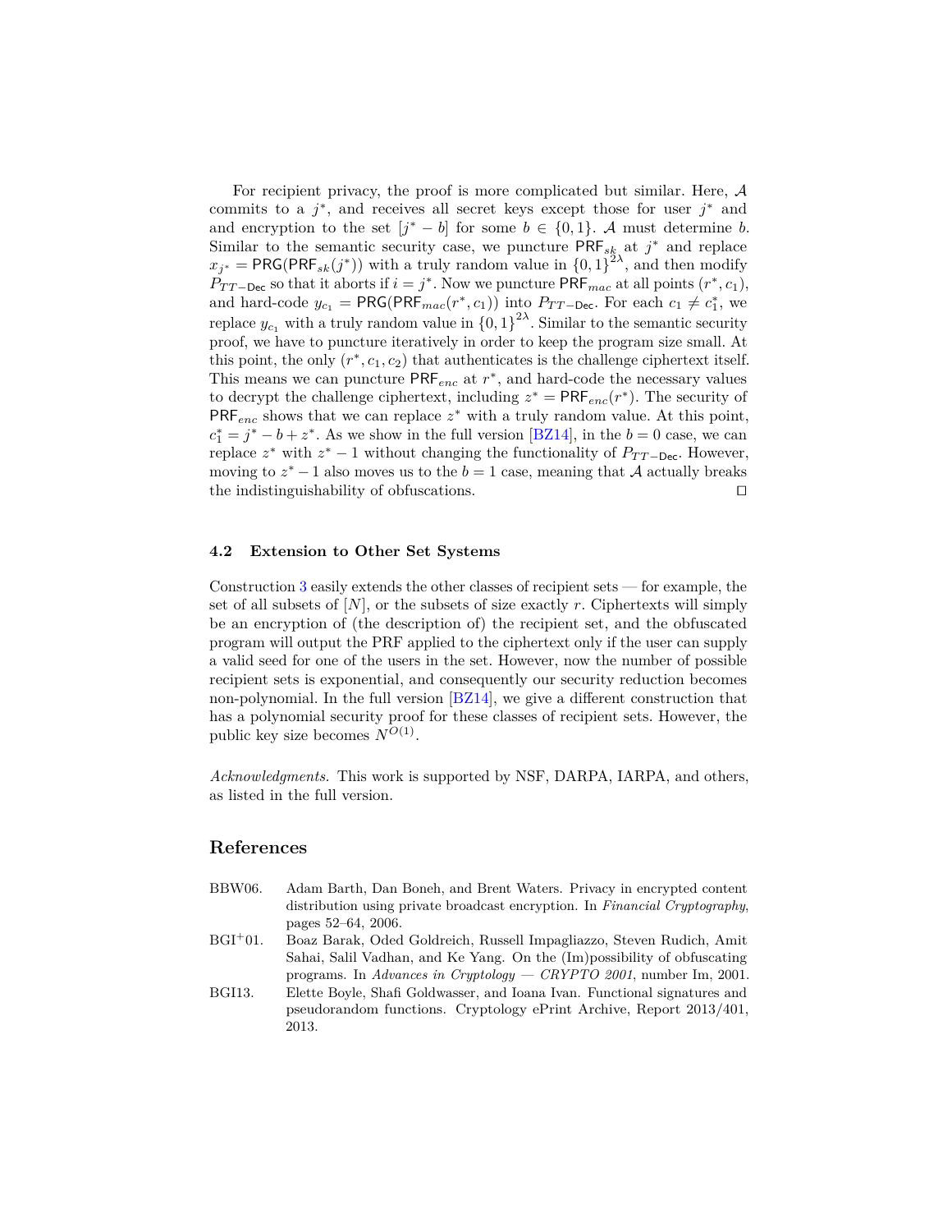For recipient privacy, the proof is more complicated but similar. Here, $\mathcal{A}$ commits to a $j^*$, and receives all secret keys except those for user $j^*$ and and encryption to the set $[j^* - b]$ for some $b \in \{0,1\}$. $\mathcal{A}$ must determine $b$. Similar to the semantic security case, we puncture $\mathsf{PRF}_{sk}$ at $j^*$ and replace $x_{j^*} = \mathsf{PRG}(\mathsf{PRF}_{sk}(j^*))$ with a truly random value in $\{0,1\}^{2\lambda}$, and then modify $P_{TT-\mathsf{Dec}}$ so that it aborts if $i = j^*$. Now we puncture $\mathsf{PRF}_{mac}$ at all points $(r^*, c_1)$, and hard-code $y_{c_1} = \mathsf{PRG}(\mathsf{PRF}_{mac}(r^*, c_1))$ into $P_{TT-\mathsf{Dec}}$. For each $c_1 \neq c_1^*$, we replace $y_{c_1}$ with a truly random value in $\{0,1\}^{2\lambda}$. Similar to the semantic security proof, we have to puncture iteratively in order to keep the program size small. At this point, the only $(r^*, c_1, c_2)$ that authenticates is the challenge ciphertext itself. This means we can puncture $\mathsf{PRF}_{enc}$ at $r^*$, and hard-code the necessary values to decrypt the challenge ciphertext, including $z^* = \mathsf{PRF}_{enc}(r^*)$. The security of $\mathsf{PRF}_{enc}$ shows that we can replace $z^*$ with a truly random value. At this point, $c_1^* = j^* - b + z^*$. As we show in the full version [BZ14], in the $b = 0$ case, we can replace $z^*$ with $z^* - 1$ without changing the functionality of $P_{TT-\mathsf{Dec}}$. However, moving to $z^* - 1$ also moves us to the $b = 1$ case, meaning that $\mathcal{A}$ actually breaks the indistinguishability of obfuscations. ◻

### 4.2 Extension to Other Set Systems

Construction 3 easily extends the other classes of recipient sets — for example, the set of all subsets of $[N]$, or the subsets of size exactly $r$. Ciphertexts will simply be an encryption of (the description of) the recipient set, and the obfuscated program will output the PRF applied to the ciphertext only if the user can supply a valid seed for one of the users in the set. However, now the number of possible recipient sets is exponential, and consequently our security reduction becomes non-polynomial. In the full version [BZ14], we give a different construction that has a polynomial security proof for these classes of recipient sets. However, the public key size becomes $N^{O(1)}$.

*Acknowledgments.* This work is supported by NSF, DARPA, IARPA, and others, as listed in the full version.

## References

BBW06. Adam Barth, Dan Boneh, and Brent Waters. Privacy in encrypted content distribution using private broadcast encryption. In *Financial Cryptography*, pages 52–64, 2006.

BGI+01. Boaz Barak, Oded Goldreich, Russell Impagliazzo, Steven Rudich, Amit Sahai, Salil Vadhan, and Ke Yang. On the (Im)possibility of obfuscating programs. In *Advances in Cryptology — CRYPTO 2001*, number Im, 2001.

BGI13. Elette Boyle, Shafi Goldwasser, and Ioana Ivan. Functional signatures and pseudorandom functions. Cryptology ePrint Archive, Report 2013/401, 2013.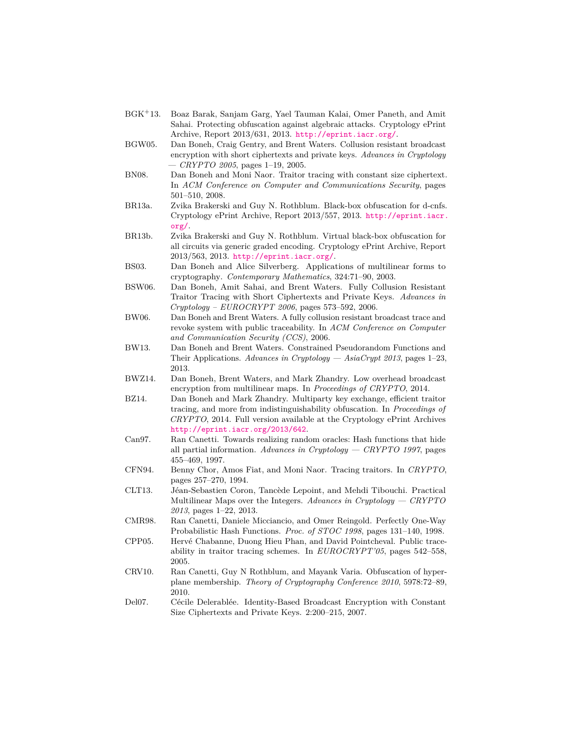- BGK+13. Boaz Barak, Sanjam Garg, Yael Tauman Kalai, Omer Paneth, and Amit Sahai. Protecting obfuscation against algebraic attacks. Cryptology ePrint Archive, Report 2013/631, 2013. http://eprint.iacr.org/.
- BGW05. Dan Boneh, Craig Gentry, and Brent Waters. Collusion resistant broadcast encryption with short ciphertexts and private keys. *Advances in Cryptology — CRYPTO 2005*, pages 1–19, 2005.
- BN08. Dan Boneh and Moni Naor. Traitor tracing with constant size ciphertext. In *ACM Conference on Computer and Communications Security*, pages 501–510, 2008.
- BR13a. Zvika Brakerski and Guy N. Rothblum. Black-box obfuscation for d-cnfs. Cryptology ePrint Archive, Report 2013/557, 2013. http://eprint.iacr.org/.
- BR13b. Zvika Brakerski and Guy N. Rothblum. Virtual black-box obfuscation for all circuits via generic graded encoding. Cryptology ePrint Archive, Report 2013/563, 2013. http://eprint.iacr.org/.
- BS03. Dan Boneh and Alice Silverberg. Applications of multilinear forms to cryptography. *Contemporary Mathematics*, 324:71–90, 2003.
- BSW06. Dan Boneh, Amit Sahai, and Brent Waters. Fully Collusion Resistant Traitor Tracing with Short Ciphertexts and Private Keys. *Advances in Cryptology – EUROCRYPT 2006*, pages 573–592, 2006.
- BW06. Dan Boneh and Brent Waters. A fully collusion resistant broadcast trace and revoke system with public traceability. In *ACM Conference on Computer and Communication Security (CCS)*, 2006.
- BW13. Dan Boneh and Brent Waters. Constrained Pseudorandom Functions and Their Applications. *Advances in Cryptology — AsiaCrypt 2013*, pages 1–23, 2013.
- BWZ14. Dan Boneh, Brent Waters, and Mark Zhandry. Low overhead broadcast encryption from multilinear maps. In *Proceedings of CRYPTO*, 2014.
- BZ14. Dan Boneh and Mark Zhandry. Multiparty key exchange, efficient traitor tracing, and more from indistinguishability obfuscation. In *Proceedings of CRYPTO*, 2014. Full version available at the Cryptology ePrint Archives http://eprint.iacr.org/2013/642.
- Can97. Ran Canetti. Towards realizing random oracles: Hash functions that hide all partial information. *Advances in Cryptology — CRYPTO 1997*, pages 455–469, 1997.
- CFN94. Benny Chor, Amos Fiat, and Moni Naor. Tracing traitors. In *CRYPTO*, pages 257–270, 1994.
- CLT13. Jéan-Sebastien Coron, Tancède Lepoint, and Mehdi Tibouchi. Practical Multilinear Maps over the Integers. *Advances in Cryptology — CRYPTO 2013*, pages 1–22, 2013.
- CMR98. Ran Canetti, Daniele Micciancio, and Omer Reingold. Perfectly One-Way Probabilistic Hash Functions. *Proc. of STOC 1998*, pages 131–140, 1998.
- CPP05. Hervé Chabanne, Duong Hieu Phan, and David Pointcheval. Public traceability in traitor tracing schemes. In *EUROCRYPT'05*, pages 542–558, 2005.
- CRV10. Ran Canetti, Guy N Rothblum, and Mayank Varia. Obfuscation of hyperplane membership. *Theory of Cryptography Conference 2010*, 5978:72–89, 2010.
- Del07. Cécile Delerablée. Identity-Based Broadcast Encryption with Constant Size Ciphertexts and Private Keys. 2:200–215, 2007.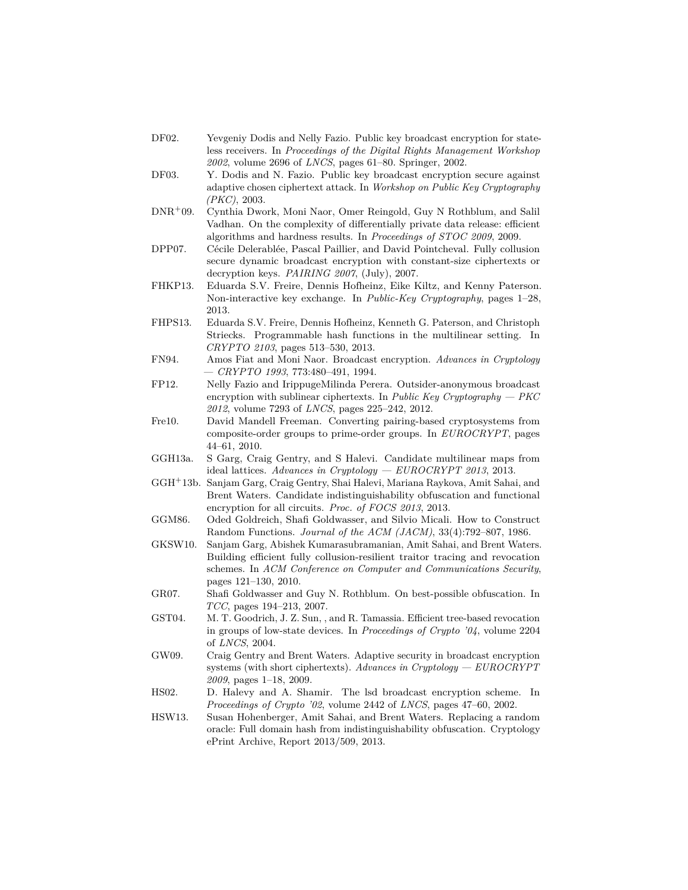DF02. Yevgeniy Dodis and Nelly Fazio. Public key broadcast encryption for stateless receivers. In *Proceedings of the Digital Rights Management Workshop 2002*, volume 2696 of *LNCS*, pages 61–80. Springer, 2002.

DF03. Y. Dodis and N. Fazio. Public key broadcast encryption secure against adaptive chosen ciphertext attack. In *Workshop on Public Key Cryptography (PKC)*, 2003.

DNR+09. Cynthia Dwork, Moni Naor, Omer Reingold, Guy N Rothblum, and Salil Vadhan. On the complexity of differentially private data release: efficient algorithms and hardness results. In *Proceedings of STOC 2009*, 2009.

DPP07. Cécile Delerablée, Pascal Paillier, and David Pointcheval. Fully collusion secure dynamic broadcast encryption with constant-size ciphertexts or decryption keys. *PAIRING 2007*, (July), 2007.

FHKP13. Eduarda S.V. Freire, Dennis Hofheinz, Eike Kiltz, and Kenny Paterson. Non-interactive key exchange. In *Public-Key Cryptography*, pages 1–28, 2013.

FHPS13. Eduarda S.V. Freire, Dennis Hofheinz, Kenneth G. Paterson, and Christoph Striecks. Programmable hash functions in the multilinear setting. In *CRYPTO 2103*, pages 513–530, 2013.

FN94. Amos Fiat and Moni Naor. Broadcast encryption. *Advances in Cryptology — CRYPTO 1993*, 773:480–491, 1994.

FP12. Nelly Fazio and IrippugeMilinda Perera. Outsider-anonymous broadcast encryption with sublinear ciphertexts. In *Public Key Cryptography — PKC 2012*, volume 7293 of *LNCS*, pages 225–242, 2012.

Fre10. David Mandell Freeman. Converting pairing-based cryptosystems from composite-order groups to prime-order groups. In *EUROCRYPT*, pages 44–61, 2010.

GGH13a. S Garg, Craig Gentry, and S Halevi. Candidate multilinear maps from ideal lattices. *Advances in Cryptology — EUROCRYPT 2013*, 2013.

GGH+13b. Sanjam Garg, Craig Gentry, Shai Halevi, Mariana Raykova, Amit Sahai, and Brent Waters. Candidate indistinguishability obfuscation and functional encryption for all circuits. *Proc. of FOCS 2013*, 2013.

GGM86. Oded Goldreich, Shafi Goldwasser, and Silvio Micali. How to Construct Random Functions. *Journal of the ACM (JACM)*, 33(4):792–807, 1986.

GKSW10. Sanjam Garg, Abishek Kumarasubramanian, Amit Sahai, and Brent Waters. Building efficient fully collusion-resilient traitor tracing and revocation schemes. In *ACM Conference on Computer and Communications Security*, pages 121–130, 2010.

GR07. Shafi Goldwasser and Guy N. Rothblum. On best-possible obfuscation. In *TCC*, pages 194–213, 2007.

GST04. M. T. Goodrich, J. Z. Sun, , and R. Tamassia. Efficient tree-based revocation in groups of low-state devices. In *Proceedings of Crypto '04*, volume 2204 of *LNCS*, 2004.

GW09. Craig Gentry and Brent Waters. Adaptive security in broadcast encryption systems (with short ciphertexts). *Advances in Cryptology — EUROCRYPT 2009*, pages 1–18, 2009.

HS02. D. Halevy and A. Shamir. The lsd broadcast encryption scheme. In *Proceedings of Crypto '02*, volume 2442 of *LNCS*, pages 47–60, 2002.

HSW13. Susan Hohenberger, Amit Sahai, and Brent Waters. Replacing a random oracle: Full domain hash from indistinguishability obfuscation. Cryptology ePrint Archive, Report 2013/509, 2013.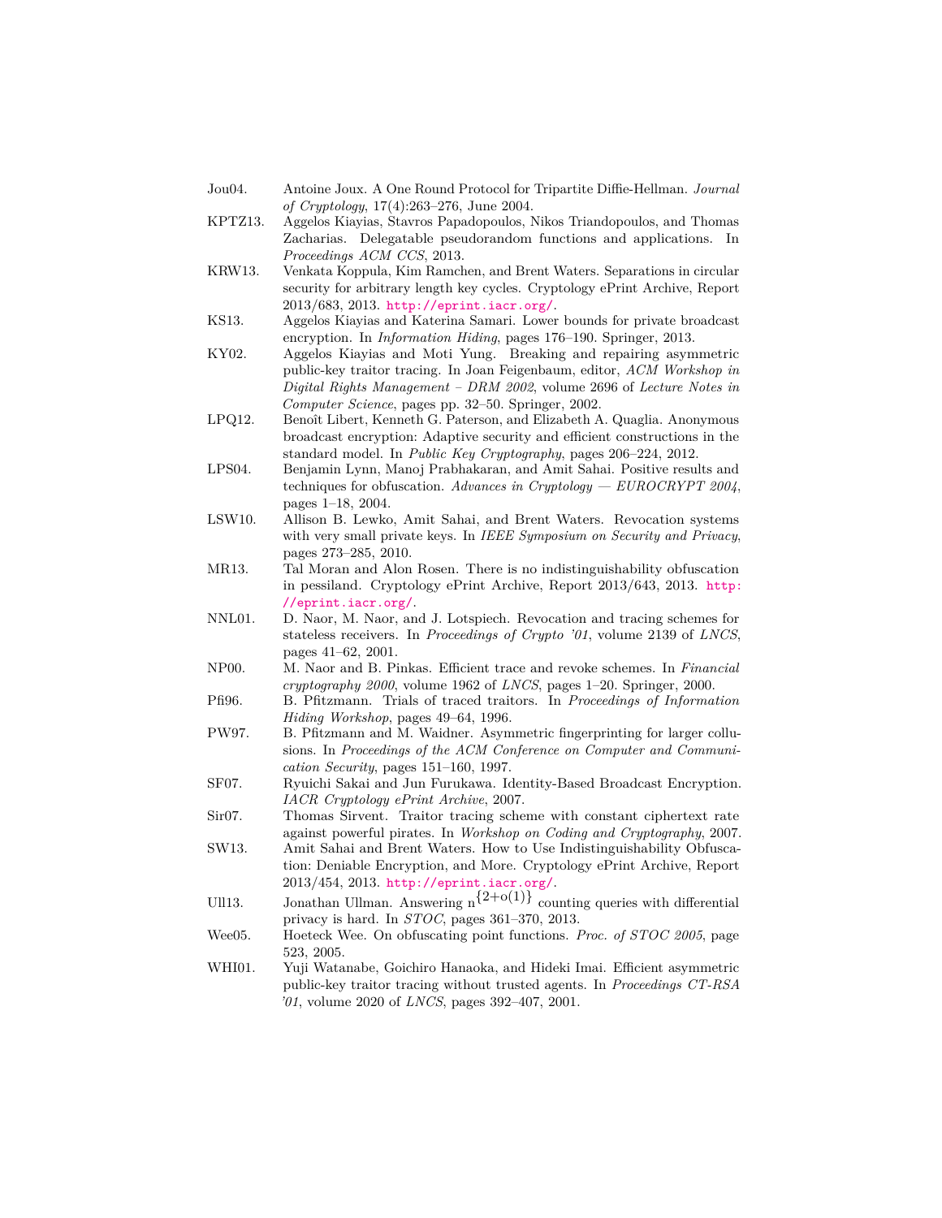Jou04. Antoine Joux. A One Round Protocol for Tripartite Diffie-Hellman. *Journal of Cryptology*, 17(4):263–276, June 2004.

KPTZ13. Aggelos Kiayias, Stavros Papadopoulos, Nikos Triandopoulos, and Thomas Zacharias. Delegatable pseudorandom functions and applications. In *Proceedings ACM CCS*, 2013.

KRW13. Venkata Koppula, Kim Ramchen, and Brent Waters. Separations in circular security for arbitrary length key cycles. Cryptology ePrint Archive, Report 2013/683, 2013. http://eprint.iacr.org/.

KS13. Aggelos Kiayias and Katerina Samari. Lower bounds for private broadcast encryption. In *Information Hiding*, pages 176–190. Springer, 2013.

KY02. Aggelos Kiayias and Moti Yung. Breaking and repairing asymmetric public-key traitor tracing. In Joan Feigenbaum, editor, *ACM Workshop in Digital Rights Management – DRM 2002*, volume 2696 of *Lecture Notes in Computer Science*, pages pp. 32–50. Springer, 2002.

LPQ12. Benoît Libert, Kenneth G. Paterson, and Elizabeth A. Quaglia. Anonymous broadcast encryption: Adaptive security and efficient constructions in the standard model. In *Public Key Cryptography*, pages 206–224, 2012.

LPS04. Benjamin Lynn, Manoj Prabhakaran, and Amit Sahai. Positive results and techniques for obfuscation. *Advances in Cryptology — EUROCRYPT 2004*, pages 1–18, 2004.

LSW10. Allison B. Lewko, Amit Sahai, and Brent Waters. Revocation systems with very small private keys. In *IEEE Symposium on Security and Privacy*, pages 273–285, 2010.

MR13. Tal Moran and Alon Rosen. There is no indistinguishability obfuscation in pessiland. Cryptology ePrint Archive, Report 2013/643, 2013. http://eprint.iacr.org/.

NNL01. D. Naor, M. Naor, and J. Lotspiech. Revocation and tracing schemes for stateless receivers. In *Proceedings of Crypto '01*, volume 2139 of *LNCS*, pages 41–62, 2001.

NP00. M. Naor and B. Pinkas. Efficient trace and revoke schemes. In *Financial cryptography 2000*, volume 1962 of *LNCS*, pages 1–20. Springer, 2000.

Pfi96. B. Pfitzmann. Trials of traced traitors. In *Proceedings of Information Hiding Workshop*, pages 49–64, 1996.

PW97. B. Pfitzmann and M. Waidner. Asymmetric fingerprinting for larger collusions. In *Proceedings of the ACM Conference on Computer and Communication Security*, pages 151–160, 1997.

SF07. Ryuichi Sakai and Jun Furukawa. Identity-Based Broadcast Encryption. *IACR Cryptology ePrint Archive*, 2007.

Sir07. Thomas Sirvent. Traitor tracing scheme with constant ciphertext rate against powerful pirates. In *Workshop on Coding and Cryptography*, 2007.

SW13. Amit Sahai and Brent Waters. How to Use Indistinguishability Obfuscation: Deniable Encryption, and More. Cryptology ePrint Archive, Report 2013/454, 2013. http://eprint.iacr.org/.

Ull13. Jonathan Ullman. Answering $n^{\{2+o(1)\}}$ counting queries with differential privacy is hard. In *STOC*, pages 361–370, 2013.

Wee05. Hoeteck Wee. On obfuscating point functions. *Proc. of STOC 2005*, page 523, 2005.

WHI01. Yuji Watanabe, Goichiro Hanaoka, and Hideki Imai. Efficient asymmetric public-key traitor tracing without trusted agents. In *Proceedings CT-RSA '01*, volume 2020 of *LNCS*, pages 392–407, 2001.